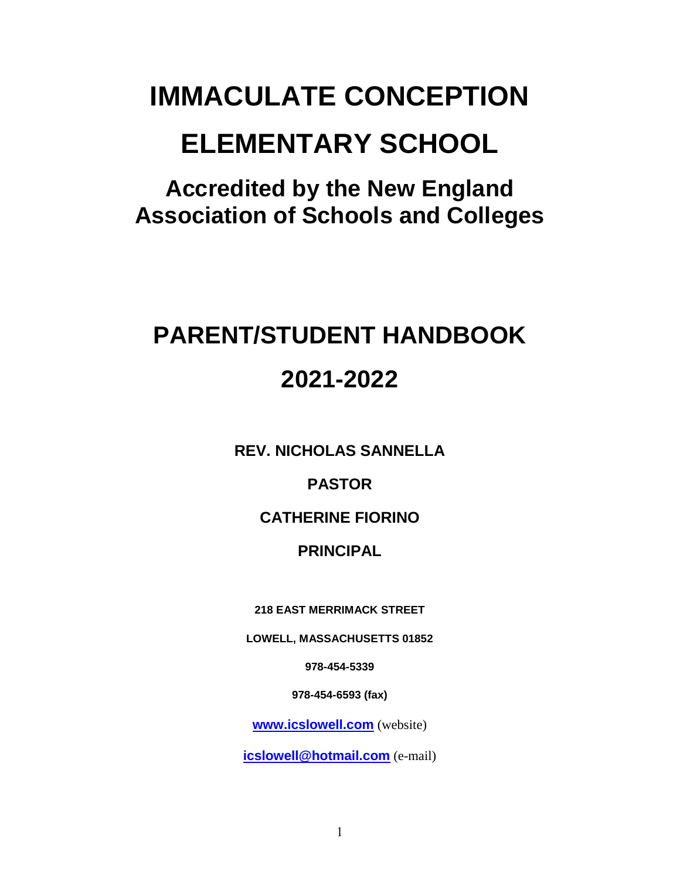# IMMACULATE CONCEPTION

# ELEMENTARY SCHOOL

## Accredited by the New England Association of Schools and Colleges

# PARENT/STUDENT HANDBOOK

# 2021-2022

**REV. NICHOLAS SANNELLA**

**PASTOR**

**CATHERINE FIORINO**

**PRINCIPAL**

**218 EAST MERRIMACK STREET**

**LOWELL, MASSACHUSETTS 01852**

**978-454-5339**

**978-454-6593 (fax)**

**www.icslowell.com** (website)

**icslowell@hotmail.com** (e-mail)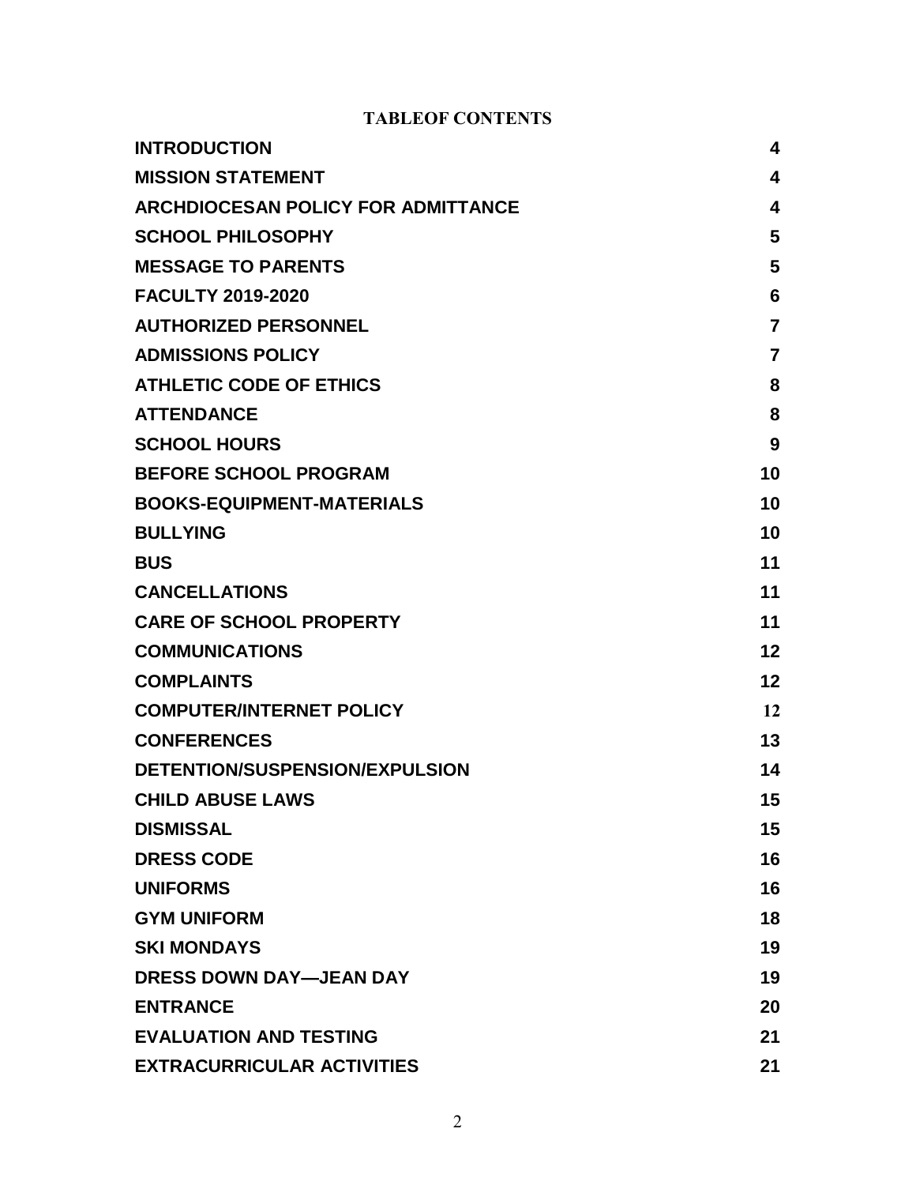# TABLEOF CONTENTS

| | |
|---|---|
| **INTRODUCTION** | **4** |
| **MISSION STATEMENT** | **4** |
| **ARCHDIOCESAN POLICY FOR ADMITTANCE** | **4** |
| **SCHOOL PHILOSOPHY** | **5** |
| **MESSAGE TO PARENTS** | **5** |
| **FACULTY 2019-2020** | **6** |
| **AUTHORIZED PERSONNEL** | **7** |
| **ADMISSIONS POLICY** | **7** |
| **ATHLETIC CODE OF ETHICS** | **8** |
| **ATTENDANCE** | **8** |
| **SCHOOL HOURS** | **9** |
| **BEFORE SCHOOL PROGRAM** | **10** |
| **BOOKS-EQUIPMENT-MATERIALS** | **10** |
| **BULLYING** | **10** |
| **BUS** | **11** |
| **CANCELLATIONS** | **11** |
| **CARE OF SCHOOL PROPERTY** | **11** |
| **COMMUNICATIONS** | **12** |
| **COMPLAINTS** | **12** |
| **COMPUTER/INTERNET POLICY** | **12** |
| **CONFERENCES** | **13** |
| **DETENTION/SUSPENSION/EXPULSION** | **14** |
| **CHILD ABUSE LAWS** | **15** |
| **DISMISSAL** | **15** |
| **DRESS CODE** | **16** |
| **UNIFORMS** | **16** |
| **GYM UNIFORM** | **18** |
| **SKI MONDAYS** | **19** |
| **DRESS DOWN DAY—JEAN DAY** | **19** |
| **ENTRANCE** | **20** |
| **EVALUATION AND TESTING** | **21** |
| **EXTRACURRICULAR ACTIVITIES** | **21** |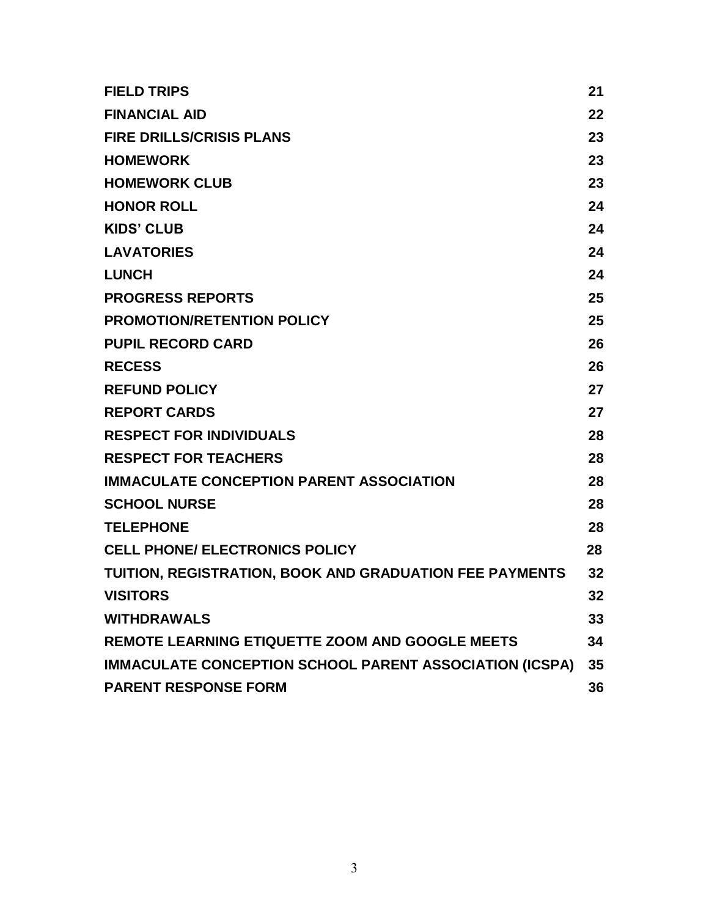| | |
|---|---|
| **FIELD TRIPS** | **21** |
| **FINANCIAL AID** | **22** |
| **FIRE DRILLS/CRISIS PLANS** | **23** |
| **HOMEWORK** | **23** |
| **HOMEWORK CLUB** | **23** |
| **HONOR ROLL** | **24** |
| **KIDS' CLUB** | **24** |
| **LAVATORIES** | **24** |
| **LUNCH** | **24** |
| **PROGRESS REPORTS** | **25** |
| **PROMOTION/RETENTION POLICY** | **25** |
| **PUPIL RECORD CARD** | **26** |
| **RECESS** | **26** |
| **REFUND POLICY** | **27** |
| **REPORT CARDS** | **27** |
| **RESPECT FOR INDIVIDUALS** | **28** |
| **RESPECT FOR TEACHERS** | **28** |
| **IMMACULATE CONCEPTION PARENT ASSOCIATION** | **28** |
| **SCHOOL NURSE** | **28** |
| **TELEPHONE** | **28** |
| **CELL PHONE/ ELECTRONICS POLICY** | **28** |
| **TUITION, REGISTRATION, BOOK AND GRADUATION FEE PAYMENTS** | **32** |
| **VISITORS** | **32** |
| **WITHDRAWALS** | **33** |
| **REMOTE LEARNING ETIQUETTE ZOOM AND GOOGLE MEETS** | **34** |
| **IMMACULATE CONCEPTION SCHOOL PARENT ASSOCIATION (ICSPA)** | **35** |
| **PARENT RESPONSE FORM** | **36** |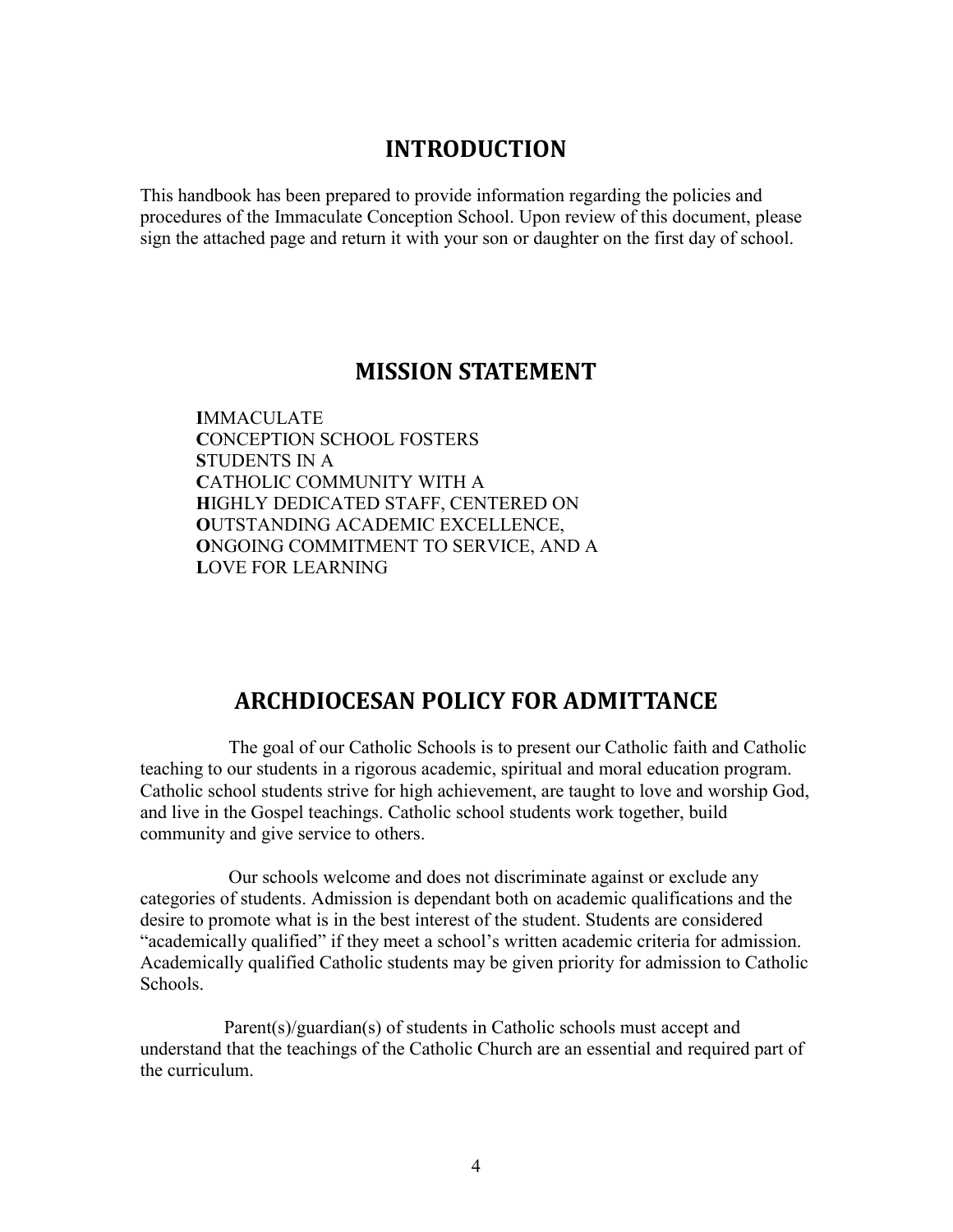## INTRODUCTION

This handbook has been prepared to provide information regarding the policies and procedures of the Immaculate Conception School. Upon review of this document, please sign the attached page and return it with your son or daughter on the first day of school.

## MISSION STATEMENT

**I**MMACULATE
**C**ONCEPTION SCHOOL FOSTERS
**S**TUDENTS IN A
**C**ATHOLIC COMMUNITY WITH A
**H**IGHLY DEDICATED STAFF, CENTERED ON
**O**UTSTANDING ACADEMIC EXCELLENCE,
**O**NGOING COMMITMENT TO SERVICE, AND A
**L**OVE FOR LEARNING

## ARCHDIOCESAN POLICY FOR ADMITTANCE

The goal of our Catholic Schools is to present our Catholic faith and Catholic teaching to our students in a rigorous academic, spiritual and moral education program. Catholic school students strive for high achievement, are taught to love and worship God, and live in the Gospel teachings. Catholic school students work together, build community and give service to others.

Our schools welcome and does not discriminate against or exclude any categories of students. Admission is dependant both on academic qualifications and the desire to promote what is in the best interest of the student. Students are considered "academically qualified" if they meet a school's written academic criteria for admission. Academically qualified Catholic students may be given priority for admission to Catholic Schools.

Parent(s)/guardian(s) of students in Catholic schools must accept and understand that the teachings of the Catholic Church are an essential and required part of the curriculum.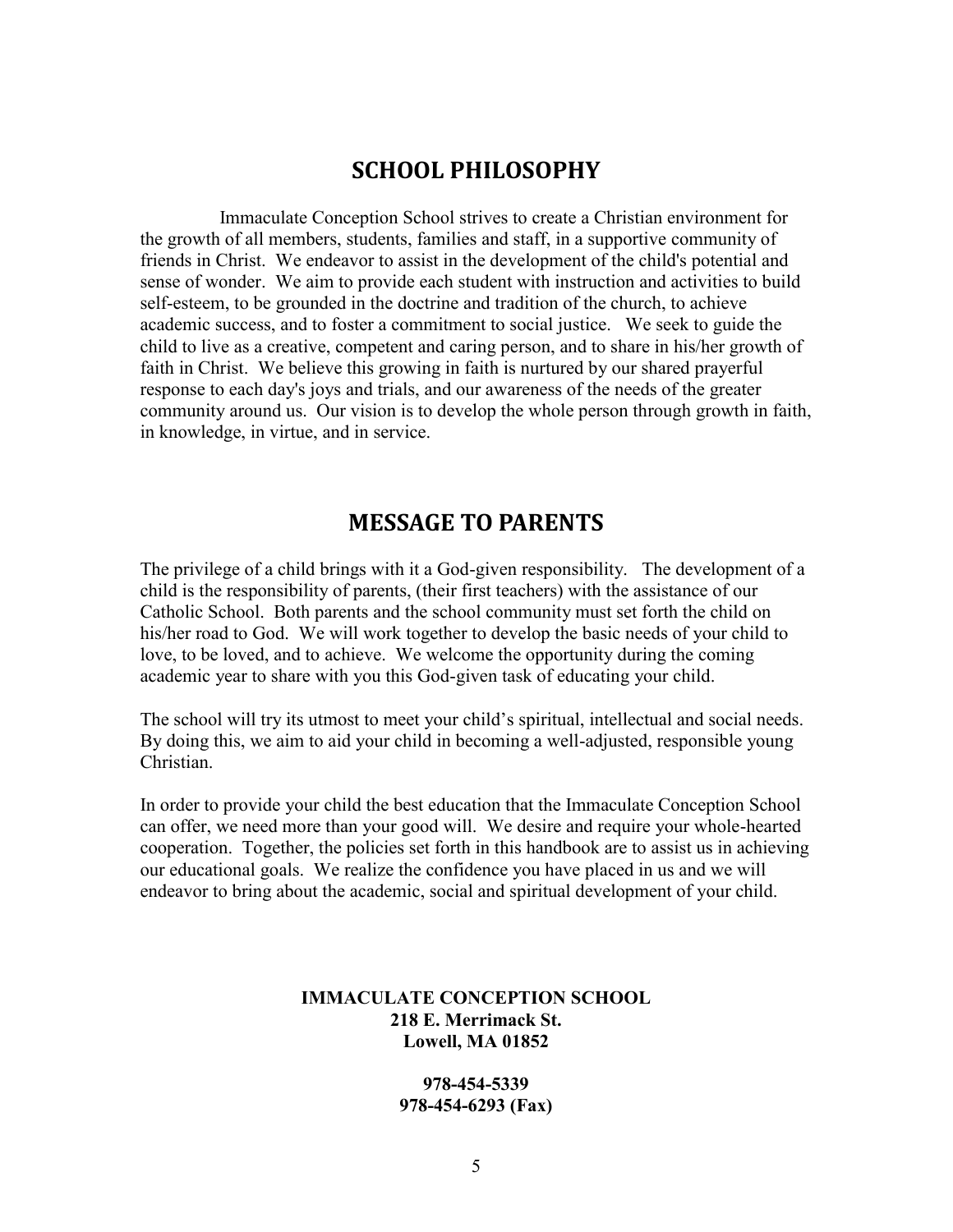## SCHOOL PHILOSOPHY

Immaculate Conception School strives to create a Christian environment for the growth of all members, students, families and staff, in a supportive community of friends in Christ. We endeavor to assist in the development of the child's potential and sense of wonder. We aim to provide each student with instruction and activities to build self-esteem, to be grounded in the doctrine and tradition of the church, to achieve academic success, and to foster a commitment to social justice. We seek to guide the child to live as a creative, competent and caring person, and to share in his/her growth of faith in Christ. We believe this growing in faith is nurtured by our shared prayerful response to each day's joys and trials, and our awareness of the needs of the greater community around us. Our vision is to develop the whole person through growth in faith, in knowledge, in virtue, and in service.

## MESSAGE TO PARENTS

The privilege of a child brings with it a God-given responsibility. The development of a child is the responsibility of parents, (their first teachers) with the assistance of our Catholic School. Both parents and the school community must set forth the child on his/her road to God. We will work together to develop the basic needs of your child to love, to be loved, and to achieve. We welcome the opportunity during the coming academic year to share with you this God-given task of educating your child.

The school will try its utmost to meet your child's spiritual, intellectual and social needs. By doing this, we aim to aid your child in becoming a well-adjusted, responsible young Christian.

In order to provide your child the best education that the Immaculate Conception School can offer, we need more than your good will. We desire and require your whole-hearted cooperation. Together, the policies set forth in this handbook are to assist us in achieving our educational goals. We realize the confidence you have placed in us and we will endeavor to bring about the academic, social and spiritual development of your child.

**IMMACULATE CONCEPTION SCHOOL**
**218 E. Merrimack St.**
**Lowell, MA 01852**

**978-454-5339**
**978-454-6293 (Fax)**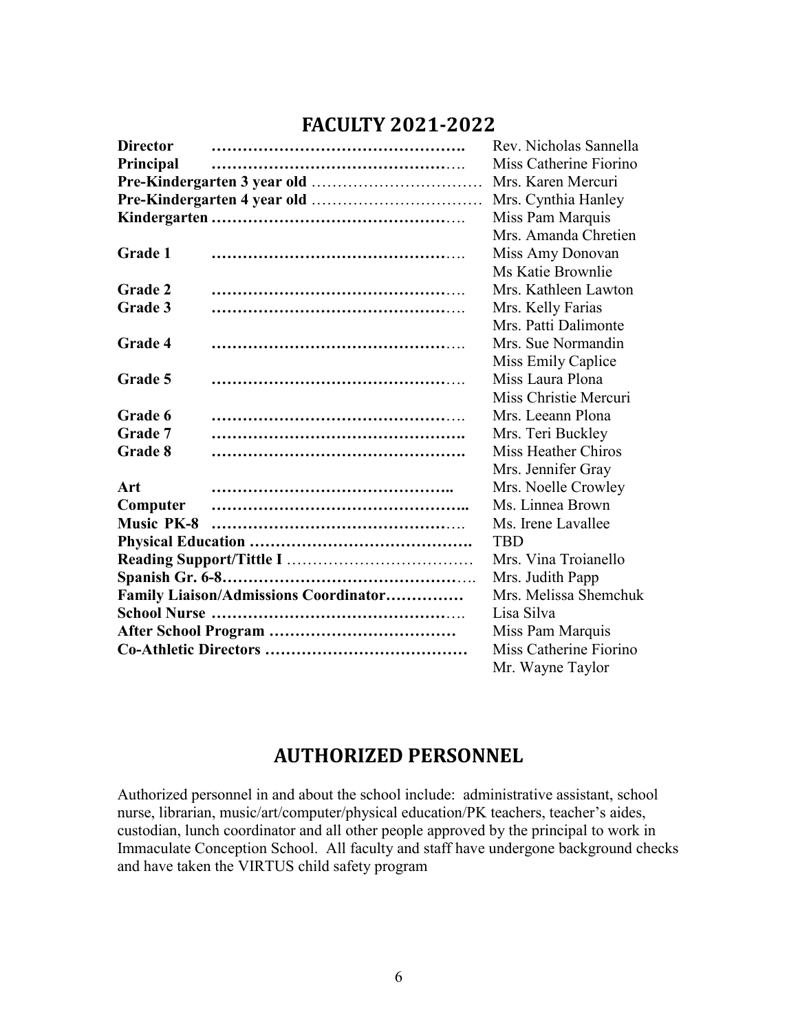## FACULTY 2021-2022

| Position | Name |
| --- | --- |
| **Director** | Rev. Nicholas Sannella |
| **Principal** | Miss Catherine Fiorino |
| **Pre-Kindergarten 3 year old** | Mrs. Karen Mercuri |
| **Pre-Kindergarten 4 year old** | Mrs. Cynthia Hanley |
| **Kindergarten** | Miss Pam Marquis |
| | Mrs. Amanda Chretien |
| **Grade 1** | Miss Amy Donovan |
| | Ms Katie Brownlie |
| **Grade 2** | Mrs. Kathleen Lawton |
| **Grade 3** | Mrs. Kelly Farias |
| | Mrs. Patti Dalimonte |
| **Grade 4** | Mrs. Sue Normandin |
| | Miss Emily Caplice |
| **Grade 5** | Miss Laura Plona |
| | Miss Christie Mercuri |
| **Grade 6** | Mrs. Leeann Plona |
| **Grade 7** | Mrs. Teri Buckley |
| **Grade 8** | Miss Heather Chiros |
| | Mrs. Jennifer Gray |
| **Art** | Mrs. Noelle Crowley |
| **Computer** | Ms. Linnea Brown |
| **Music PK-8** | Ms. Irene Lavallee |
| **Physical Education** | TBD |
| **Reading Support/Tittle I** | Mrs. Vina Troianello |
| **Spanish Gr. 6-8** | Mrs. Judith Papp |
| **Family Liaison/Admissions Coordinator** | Mrs. Melissa Shemchuk |
| **School Nurse** | Lisa Silva |
| **After School Program** | Miss Pam Marquis |
| **Co-Athletic Directors** | Miss Catherine Fiorino |
| | Mr. Wayne Taylor |

## AUTHORIZED PERSONNEL

Authorized personnel in and about the school include: administrative assistant, school nurse, librarian, music/art/computer/physical education/PK teachers, teacher's aides, custodian, lunch coordinator and all other people approved by the principal to work in Immaculate Conception School. All faculty and staff have undergone background checks and have taken the VIRTUS child safety program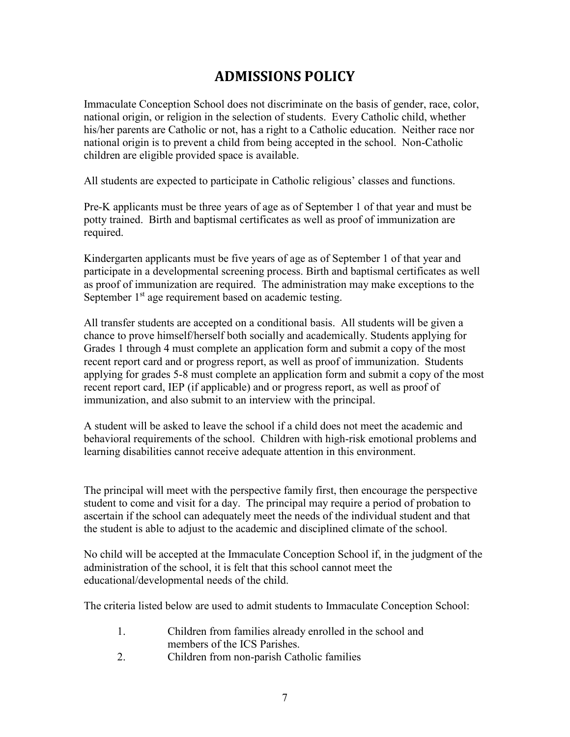# ADMISSIONS POLICY

Immaculate Conception School does not discriminate on the basis of gender, race, color, national origin, or religion in the selection of students. Every Catholic child, whether his/her parents are Catholic or not, has a right to a Catholic education. Neither race nor national origin is to prevent a child from being accepted in the school. Non-Catholic children are eligible provided space is available.

All students are expected to participate in Catholic religious' classes and functions.

Pre-K applicants must be three years of age as of September 1 of that year and must be potty trained. Birth and baptismal certificates as well as proof of immunization are required.

Kindergarten applicants must be five years of age as of September 1 of that year and participate in a developmental screening process. Birth and baptismal certificates as well as proof of immunization are required. The administration may make exceptions to the September 1st age requirement based on academic testing.

All transfer students are accepted on a conditional basis. All students will be given a chance to prove himself/herself both socially and academically. Students applying for Grades 1 through 4 must complete an application form and submit a copy of the most recent report card and or progress report, as well as proof of immunization. Students applying for grades 5-8 must complete an application form and submit a copy of the most recent report card, IEP (if applicable) and or progress report, as well as proof of immunization, and also submit to an interview with the principal.

A student will be asked to leave the school if a child does not meet the academic and behavioral requirements of the school. Children with high-risk emotional problems and learning disabilities cannot receive adequate attention in this environment.

The principal will meet with the perspective family first, then encourage the perspective student to come and visit for a day. The principal may require a period of probation to ascertain if the school can adequately meet the needs of the individual student and that the student is able to adjust to the academic and disciplined climate of the school.

No child will be accepted at the Immaculate Conception School if, in the judgment of the administration of the school, it is felt that this school cannot meet the educational/developmental needs of the child.

The criteria listed below are used to admit students to Immaculate Conception School:

1. Children from families already enrolled in the school and members of the ICS Parishes.
2. Children from non-parish Catholic families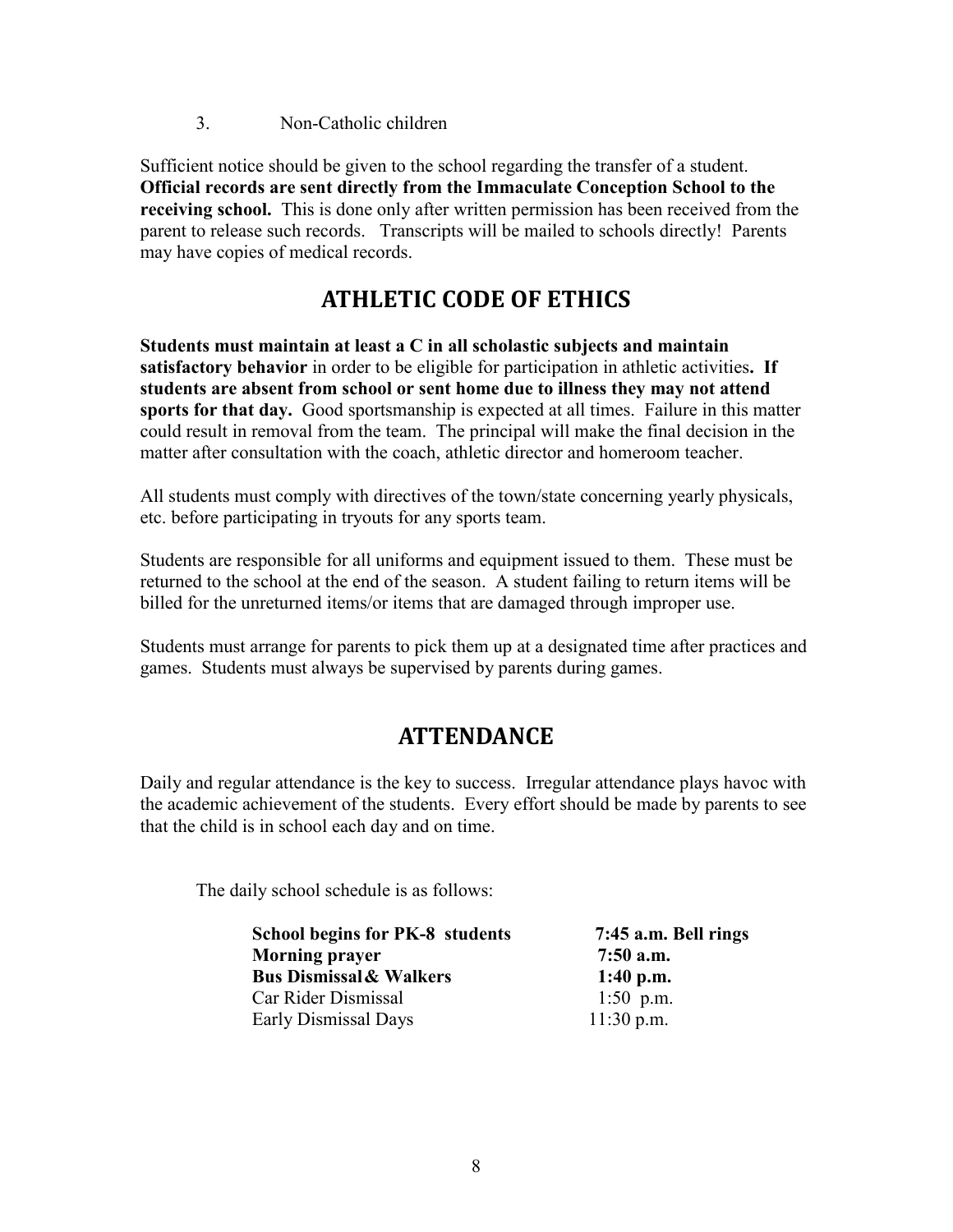3. Non-Catholic children

Sufficient notice should be given to the school regarding the transfer of a student. **Official records are sent directly from the Immaculate Conception School to the receiving school.** This is done only after written permission has been received from the parent to release such records. Transcripts will be mailed to schools directly! Parents may have copies of medical records.

## ATHLETIC CODE OF ETHICS

**Students must maintain at least a C in all scholastic subjects and maintain satisfactory behavior** in order to be eligible for participation in athletic activities**. If students are absent from school or sent home due to illness they may not attend sports for that day.** Good sportsmanship is expected at all times. Failure in this matter could result in removal from the team. The principal will make the final decision in the matter after consultation with the coach, athletic director and homeroom teacher.

All students must comply with directives of the town/state concerning yearly physicals, etc. before participating in tryouts for any sports team.

Students are responsible for all uniforms and equipment issued to them. These must be returned to the school at the end of the season. A student failing to return items will be billed for the unreturned items/or items that are damaged through improper use.

Students must arrange for parents to pick them up at a designated time after practices and games. Students must always be supervised by parents during games.

## ATTENDANCE

Daily and regular attendance is the key to success. Irregular attendance plays havoc with the academic achievement of the students. Every effort should be made by parents to see that the child is in school each day and on time.

The daily school schedule is as follows:

| | |
|---|---|
| **School begins for PK-8 students** | **7:45 a.m. Bell rings** |
| **Morning prayer** | **7:50 a.m.** |
| **Bus Dismissal & Walkers** | **1:40 p.m.** |
| Car Rider Dismissal | 1:50 p.m. |
| Early Dismissal Days | 11:30 p.m. |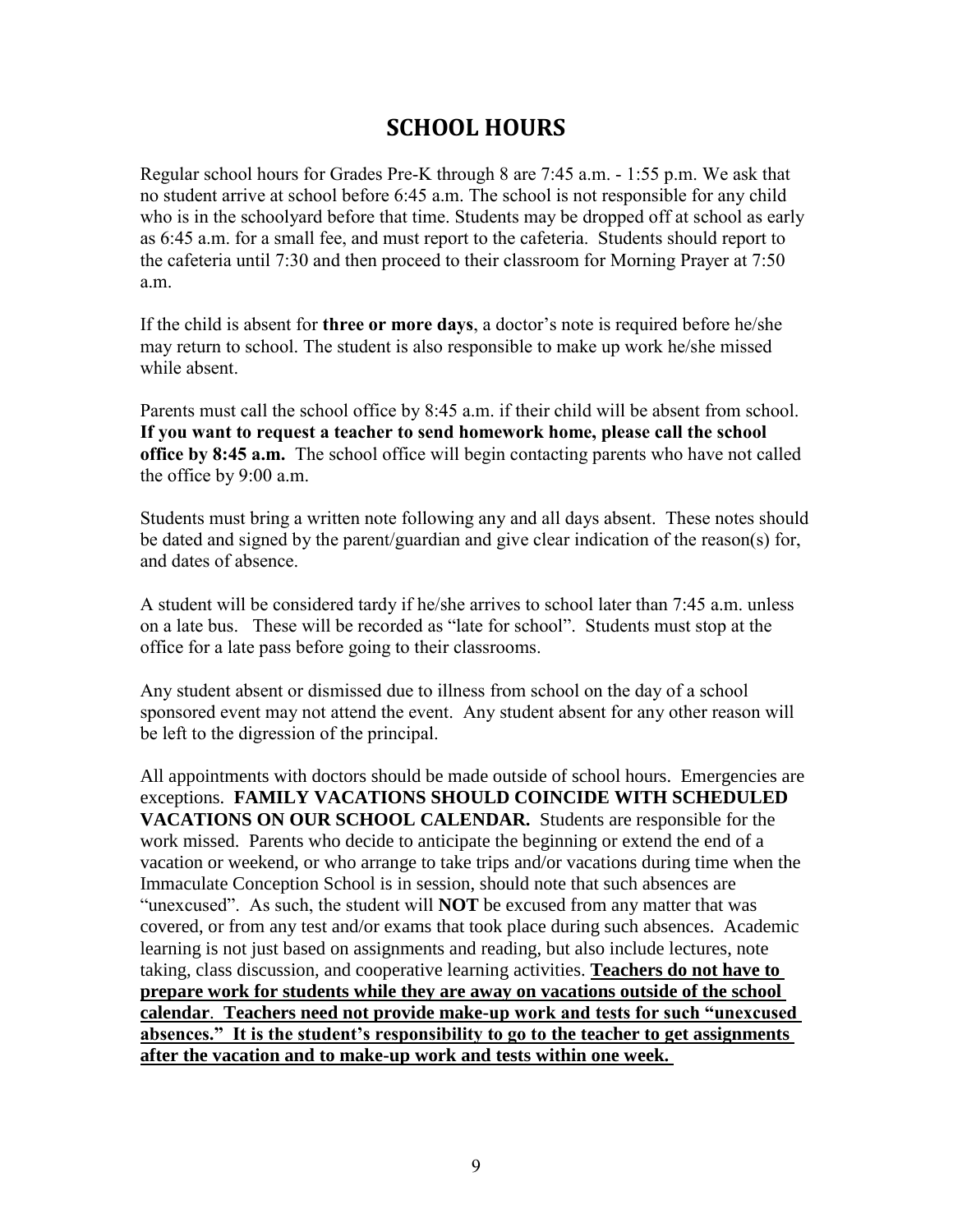# SCHOOL HOURS

Regular school hours for Grades Pre-K through 8 are 7:45 a.m. - 1:55 p.m. We ask that no student arrive at school before 6:45 a.m. The school is not responsible for any child who is in the schoolyard before that time. Students may be dropped off at school as early as 6:45 a.m. for a small fee, and must report to the cafeteria. Students should report to the cafeteria until 7:30 and then proceed to their classroom for Morning Prayer at 7:50 a.m.

If the child is absent for **three or more days**, a doctor's note is required before he/she may return to school. The student is also responsible to make up work he/she missed while absent.

Parents must call the school office by 8:45 a.m. if their child will be absent from school. **If you want to request a teacher to send homework home, please call the school office by 8:45 a.m.** The school office will begin contacting parents who have not called the office by 9:00 a.m.

Students must bring a written note following any and all days absent. These notes should be dated and signed by the parent/guardian and give clear indication of the reason(s) for, and dates of absence.

A student will be considered tardy if he/she arrives to school later than 7:45 a.m. unless on a late bus. These will be recorded as "late for school". Students must stop at the office for a late pass before going to their classrooms.

Any student absent or dismissed due to illness from school on the day of a school sponsored event may not attend the event. Any student absent for any other reason will be left to the digression of the principal.

All appointments with doctors should be made outside of school hours. Emergencies are exceptions. **FAMILY VACATIONS SHOULD COINCIDE WITH SCHEDULED VACATIONS ON OUR SCHOOL CALENDAR.** Students are responsible for the work missed. Parents who decide to anticipate the beginning or extend the end of a vacation or weekend, or who arrange to take trips and/or vacations during time when the Immaculate Conception School is in session, should note that such absences are "unexcused". As such, the student will **NOT** be excused from any matter that was covered, or from any test and/or exams that took place during such absences. Academic learning is not just based on assignments and reading, but also include lectures, note taking, class discussion, and cooperative learning activities. **Teachers do not have to prepare work for students while they are away on vacations outside of the school calendar**. **Teachers need not provide make-up work and tests for such "unexcused absences." It is the student's responsibility to go to the teacher to get assignments after the vacation and to make-up work and tests within one week.**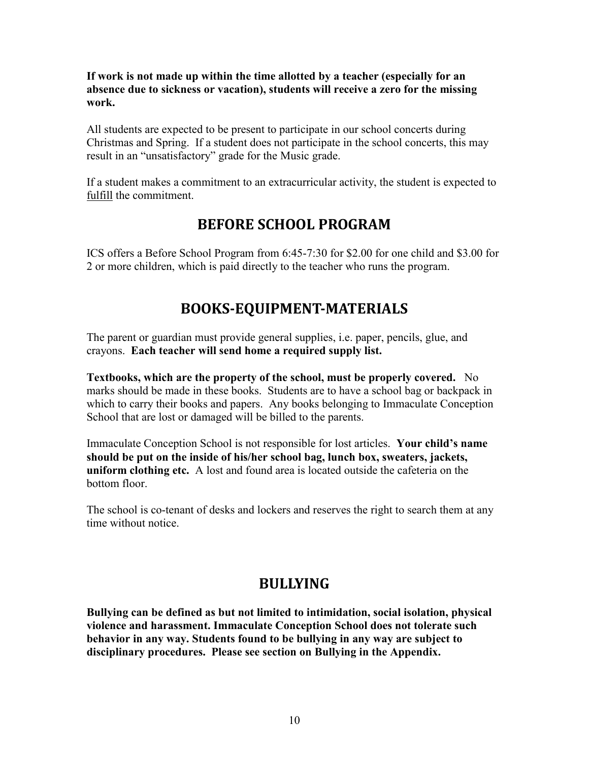**If work is not made up within the time allotted by a teacher (especially for an absence due to sickness or vacation), students will receive a zero for the missing work.**

All students are expected to be present to participate in our school concerts during Christmas and Spring. If a student does not participate in the school concerts, this may result in an "unsatisfactory" grade for the Music grade.

If a student makes a commitment to an extracurricular activity, the student is expected to fulfill the commitment.

## BEFORE SCHOOL PROGRAM

ICS offers a Before School Program from 6:45-7:30 for $2.00 for one child and $3.00 for 2 or more children, which is paid directly to the teacher who runs the program.

## BOOKS-EQUIPMENT-MATERIALS

The parent or guardian must provide general supplies, i.e. paper, pencils, glue, and crayons. **Each teacher will send home a required supply list.**

**Textbooks, which are the property of the school, must be properly covered.** No marks should be made in these books. Students are to have a school bag or backpack in which to carry their books and papers. Any books belonging to Immaculate Conception School that are lost or damaged will be billed to the parents.

Immaculate Conception School is not responsible for lost articles. **Your child's name should be put on the inside of his/her school bag, lunch box, sweaters, jackets, uniform clothing etc.** A lost and found area is located outside the cafeteria on the bottom floor.

The school is co-tenant of desks and lockers and reserves the right to search them at any time without notice.

## BULLYING

**Bullying can be defined as but not limited to intimidation, social isolation, physical violence and harassment. Immaculate Conception School does not tolerate such behavior in any way. Students found to be bullying in any way are subject to disciplinary procedures. Please see section on Bullying in the Appendix.**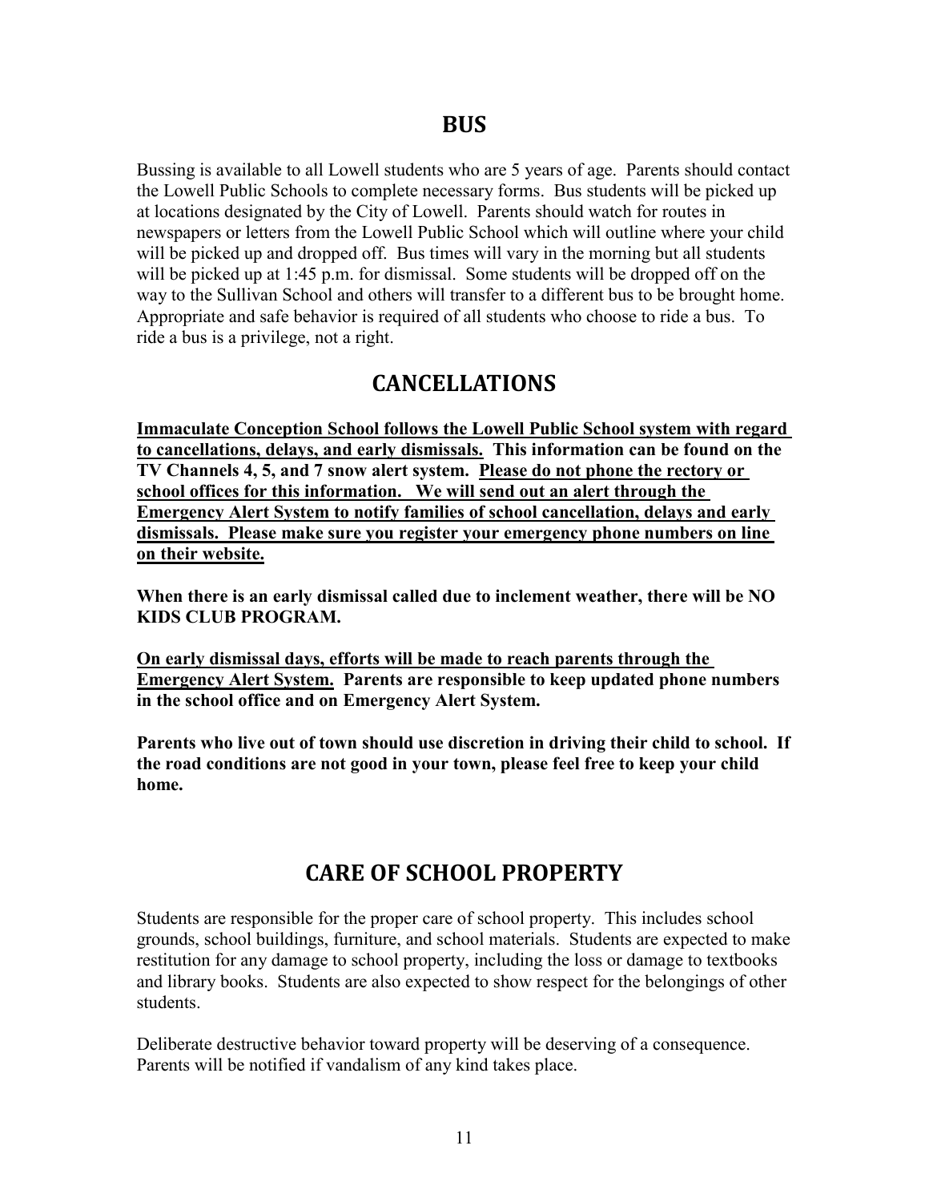## BUS

Bussing is available to all Lowell students who are 5 years of age. Parents should contact the Lowell Public Schools to complete necessary forms. Bus students will be picked up at locations designated by the City of Lowell. Parents should watch for routes in newspapers or letters from the Lowell Public School which will outline where your child will be picked up and dropped off. Bus times will vary in the morning but all students will be picked up at 1:45 p.m. for dismissal. Some students will be dropped off on the way to the Sullivan School and others will transfer to a different bus to be brought home. Appropriate and safe behavior is required of all students who choose to ride a bus. To ride a bus is a privilege, not a right.

## CANCELLATIONS

**Immaculate Conception School follows the Lowell Public School system with regard to cancellations, delays, and early dismissals. This information can be found on the TV Channels 4, 5, and 7 snow alert system. Please do not phone the rectory or school offices for this information. We will send out an alert through the Emergency Alert System to notify families of school cancellation, delays and early dismissals. Please make sure you register your emergency phone numbers on line on their website.**

**When there is an early dismissal called due to inclement weather, there will be NO KIDS CLUB PROGRAM.**

**On early dismissal days, efforts will be made to reach parents through the Emergency Alert System. Parents are responsible to keep updated phone numbers in the school office and on Emergency Alert System.**

**Parents who live out of town should use discretion in driving their child to school. If the road conditions are not good in your town, please feel free to keep your child home.**

## CARE OF SCHOOL PROPERTY

Students are responsible for the proper care of school property. This includes school grounds, school buildings, furniture, and school materials. Students are expected to make restitution for any damage to school property, including the loss or damage to textbooks and library books. Students are also expected to show respect for the belongings of other students.

Deliberate destructive behavior toward property will be deserving of a consequence. Parents will be notified if vandalism of any kind takes place.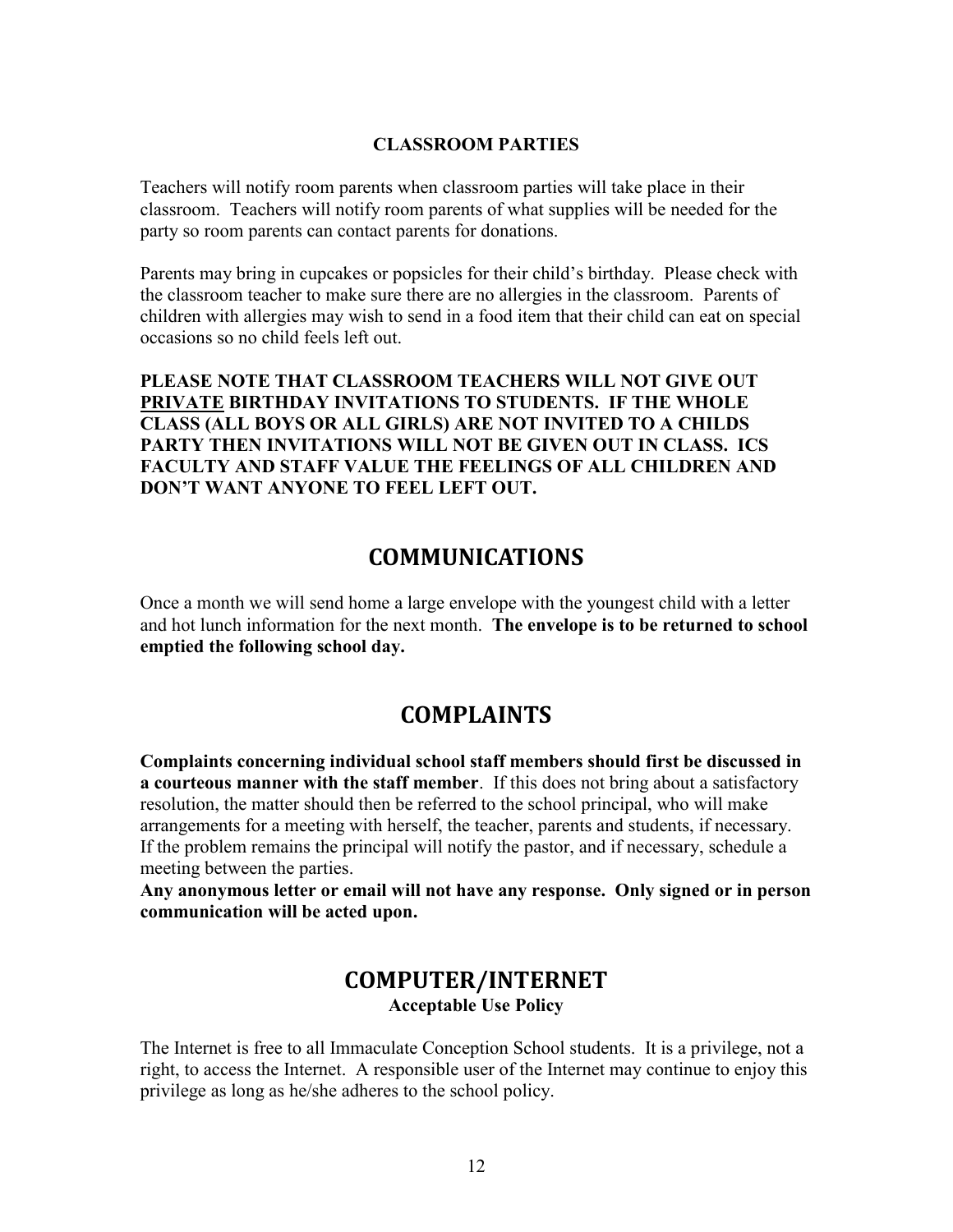**CLASSROOM PARTIES**

Teachers will notify room parents when classroom parties will take place in their classroom. Teachers will notify room parents of what supplies will be needed for the party so room parents can contact parents for donations.

Parents may bring in cupcakes or popsicles for their child's birthday. Please check with the classroom teacher to make sure there are no allergies in the classroom. Parents of children with allergies may wish to send in a food item that their child can eat on special occasions so no child feels left out.

**PLEASE NOTE THAT CLASSROOM TEACHERS WILL NOT GIVE OUT <u>PRIVATE</u> BIRTHDAY INVITATIONS TO STUDENTS. IF THE WHOLE CLASS (ALL BOYS OR ALL GIRLS) ARE NOT INVITED TO A CHILDS PARTY THEN INVITATIONS WILL NOT BE GIVEN OUT IN CLASS. ICS FACULTY AND STAFF VALUE THE FEELINGS OF ALL CHILDREN AND DON'T WANT ANYONE TO FEEL LEFT OUT.**

## COMMUNICATIONS

Once a month we will send home a large envelope with the youngest child with a letter and hot lunch information for the next month. **The envelope is to be returned to school emptied the following school day.**

## COMPLAINTS

**Complaints concerning individual school staff members should first be discussed in a courteous manner with the staff member**. If this does not bring about a satisfactory resolution, the matter should then be referred to the school principal, who will make arrangements for a meeting with herself, the teacher, parents and students, if necessary. If the problem remains the principal will notify the pastor, and if necessary, schedule a meeting between the parties.

**Any anonymous letter or email will not have any response. Only signed or in person communication will be acted upon.**

## COMPUTER/INTERNET

**Acceptable Use Policy**

The Internet is free to all Immaculate Conception School students. It is a privilege, not a right, to access the Internet. A responsible user of the Internet may continue to enjoy this privilege as long as he/she adheres to the school policy.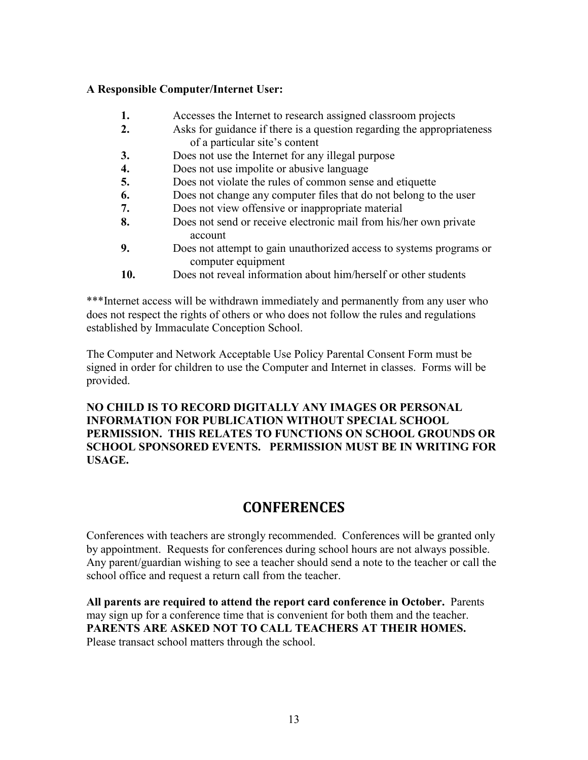**A Responsible Computer/Internet User:**

1. Accesses the Internet to research assigned classroom projects
2. Asks for guidance if there is a question regarding the appropriateness of a particular site's content
3. Does not use the Internet for any illegal purpose
4. Does not use impolite or abusive language
5. Does not violate the rules of common sense and etiquette
6. Does not change any computer files that do not belong to the user
7. Does not view offensive or inappropriate material
8. Does not send or receive electronic mail from his/her own private account
9. Does not attempt to gain unauthorized access to systems programs or computer equipment
10. Does not reveal information about him/herself or other students

***Internet access will be withdrawn immediately and permanently from any user who does not respect the rights of others or who does not follow the rules and regulations established by Immaculate Conception School.

The Computer and Network Acceptable Use Policy Parental Consent Form must be signed in order for children to use the Computer and Internet in classes. Forms will be provided.

**NO CHILD IS TO RECORD DIGITALLY ANY IMAGES OR PERSONAL INFORMATION FOR PUBLICATION WITHOUT SPECIAL SCHOOL PERMISSION. THIS RELATES TO FUNCTIONS ON SCHOOL GROUNDS OR SCHOOL SPONSORED EVENTS. PERMISSION MUST BE IN WRITING FOR USAGE.**

## CONFERENCES

Conferences with teachers are strongly recommended. Conferences will be granted only by appointment. Requests for conferences during school hours are not always possible. Any parent/guardian wishing to see a teacher should send a note to the teacher or call the school office and request a return call from the teacher.

**All parents are required to attend the report card conference in October.** Parents may sign up for a conference time that is convenient for both them and the teacher. **PARENTS ARE ASKED NOT TO CALL TEACHERS AT THEIR HOMES.** Please transact school matters through the school.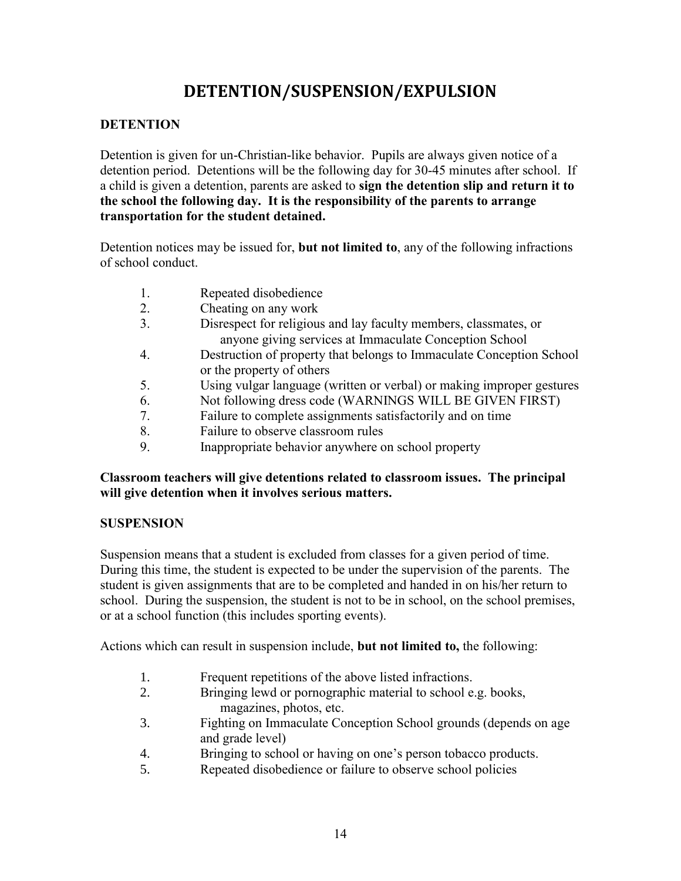# DETENTION/SUSPENSION/EXPULSION

## DETENTION

Detention is given for un-Christian-like behavior. Pupils are always given notice of a detention period. Detentions will be the following day for 30-45 minutes after school. If a child is given a detention, parents are asked to **sign the detention slip and return it to the school the following day. It is the responsibility of the parents to arrange transportation for the student detained.**

Detention notices may be issued for, **but not limited to**, any of the following infractions of school conduct.

1. Repeated disobedience
2. Cheating on any work
3. Disrespect for religious and lay faculty members, classmates, or anyone giving services at Immaculate Conception School
4. Destruction of property that belongs to Immaculate Conception School or the property of others
5. Using vulgar language (written or verbal) or making improper gestures
6. Not following dress code (WARNINGS WILL BE GIVEN FIRST)
7. Failure to complete assignments satisfactorily and on time
8. Failure to observe classroom rules
9. Inappropriate behavior anywhere on school property

**Classroom teachers will give detentions related to classroom issues. The principal will give detention when it involves serious matters.**

## SUSPENSION

Suspension means that a student is excluded from classes for a given period of time. During this time, the student is expected to be under the supervision of the parents. The student is given assignments that are to be completed and handed in on his/her return to school. During the suspension, the student is not to be in school, on the school premises, or at a school function (this includes sporting events).

Actions which can result in suspension include, **but not limited to,** the following:

1. Frequent repetitions of the above listed infractions.
2. Bringing lewd or pornographic material to school e.g. books, magazines, photos, etc.
3. Fighting on Immaculate Conception School grounds (depends on age and grade level)
4. Bringing to school or having on one's person tobacco products.
5. Repeated disobedience or failure to observe school policies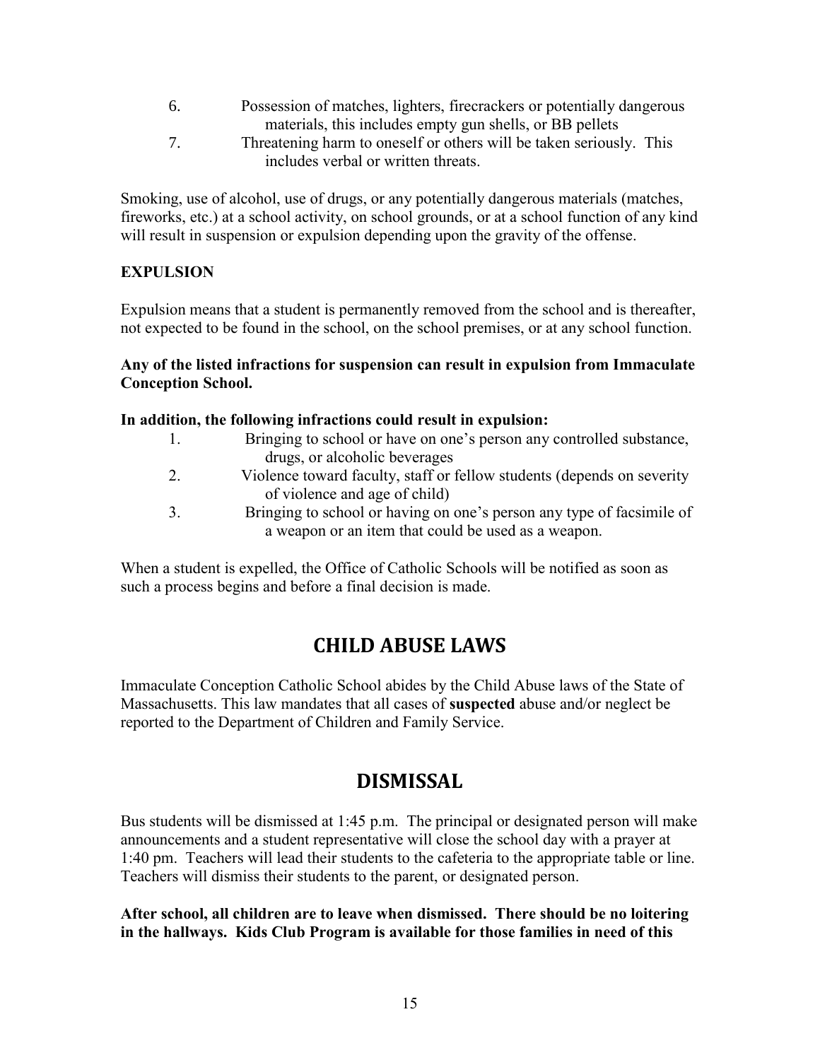6. Possession of matches, lighters, firecrackers or potentially dangerous materials, this includes empty gun shells, or BB pellets
7. Threatening harm to oneself or others will be taken seriously. This includes verbal or written threats.

Smoking, use of alcohol, use of drugs, or any potentially dangerous materials (matches, fireworks, etc.) at a school activity, on school grounds, or at a school function of any kind will result in suspension or expulsion depending upon the gravity of the offense.

**EXPULSION**

Expulsion means that a student is permanently removed from the school and is thereafter, not expected to be found in the school, on the school premises, or at any school function.

**Any of the listed infractions for suspension can result in expulsion from Immaculate Conception School.**

**In addition, the following infractions could result in expulsion:**

1. Bringing to school or have on one's person any controlled substance, drugs, or alcoholic beverages
2. Violence toward faculty, staff or fellow students (depends on severity of violence and age of child)
3. Bringing to school or having on one's person any type of facsimile of a weapon or an item that could be used as a weapon.

When a student is expelled, the Office of Catholic Schools will be notified as soon as such a process begins and before a final decision is made.

# CHILD ABUSE LAWS

Immaculate Conception Catholic School abides by the Child Abuse laws of the State of Massachusetts. This law mandates that all cases of **suspected** abuse and/or neglect be reported to the Department of Children and Family Service.

# DISMISSAL

Bus students will be dismissed at 1:45 p.m. The principal or designated person will make announcements and a student representative will close the school day with a prayer at 1:40 pm. Teachers will lead their students to the cafeteria to the appropriate table or line. Teachers will dismiss their students to the parent, or designated person.

**After school, all children are to leave when dismissed. There should be no loitering in the hallways. Kids Club Program is available for those families in need of this**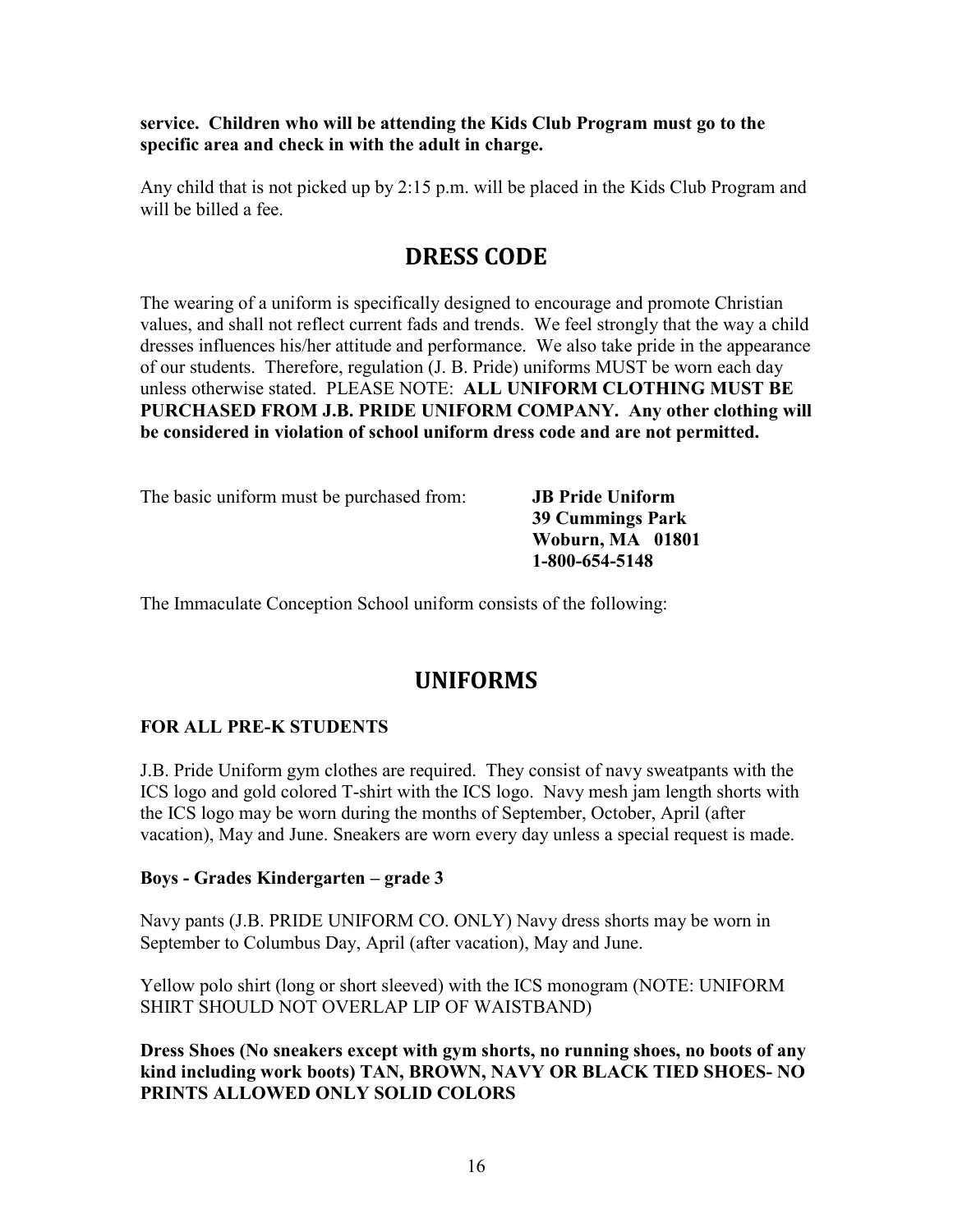**service. Children who will be attending the Kids Club Program must go to the specific area and check in with the adult in charge.**

Any child that is not picked up by 2:15 p.m. will be placed in the Kids Club Program and will be billed a fee.

# DRESS CODE

The wearing of a uniform is specifically designed to encourage and promote Christian values, and shall not reflect current fads and trends. We feel strongly that the way a child dresses influences his/her attitude and performance. We also take pride in the appearance of our students. Therefore, regulation (J. B. Pride) uniforms MUST be worn each day unless otherwise stated. PLEASE NOTE: **ALL UNIFORM CLOTHING MUST BE PURCHASED FROM J.B. PRIDE UNIFORM COMPANY. Any other clothing will be considered in violation of school uniform dress code and are not permitted.**

The basic uniform must be purchased from:

**JB Pride Uniform**
**39 Cummings Park**
**Woburn, MA 01801**
**1-800-654-5148**

The Immaculate Conception School uniform consists of the following:

# UNIFORMS

**FOR ALL PRE-K STUDENTS**

J.B. Pride Uniform gym clothes are required. They consist of navy sweatpants with the ICS logo and gold colored T-shirt with the ICS logo. Navy mesh jam length shorts with the ICS logo may be worn during the months of September, October, April (after vacation), May and June. Sneakers are worn every day unless a special request is made.

**Boys - Grades Kindergarten – grade 3**

Navy pants (J.B. PRIDE UNIFORM CO. ONLY) Navy dress shorts may be worn in September to Columbus Day, April (after vacation), May and June.

Yellow polo shirt (long or short sleeved) with the ICS monogram (NOTE: UNIFORM SHIRT SHOULD NOT OVERLAP LIP OF WAISTBAND)

**Dress Shoes (No sneakers except with gym shorts, no running shoes, no boots of any kind including work boots) TAN, BROWN, NAVY OR BLACK TIED SHOES- NO PRINTS ALLOWED ONLY SOLID COLORS**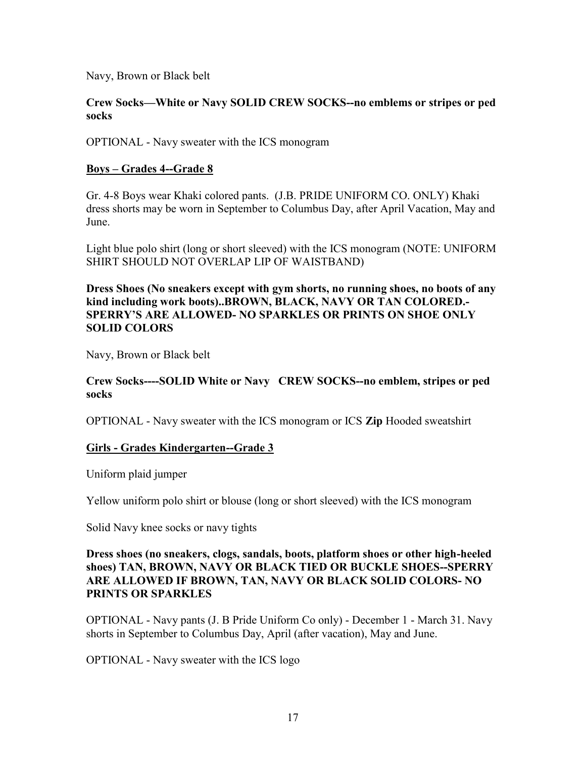Navy, Brown or Black belt

**Crew Socks—White or Navy SOLID CREW SOCKS--no emblems or stripes or ped socks**

OPTIONAL - Navy sweater with the ICS monogram

**<u>Boys – Grades 4--Grade 8</u>**

Gr. 4-8 Boys wear Khaki colored pants. (J.B. PRIDE UNIFORM CO. ONLY) Khaki dress shorts may be worn in September to Columbus Day, after April Vacation, May and June.

Light blue polo shirt (long or short sleeved) with the ICS monogram (NOTE: UNIFORM SHIRT SHOULD NOT OVERLAP LIP OF WAISTBAND)

**Dress Shoes (No sneakers except with gym shorts, no running shoes, no boots of any kind including work boots)..BROWN, BLACK, NAVY OR TAN COLORED.- SPERRY'S ARE ALLOWED- NO SPARKLES OR PRINTS ON SHOE ONLY SOLID COLORS**

Navy, Brown or Black belt

**Crew Socks----SOLID White or Navy CREW SOCKS--no emblem, stripes or ped socks**

OPTIONAL - Navy sweater with the ICS monogram or ICS **Zip** Hooded sweatshirt

**<u>Girls - Grades Kindergarten--Grade 3</u>**

Uniform plaid jumper

Yellow uniform polo shirt or blouse (long or short sleeved) with the ICS monogram

Solid Navy knee socks or navy tights

**Dress shoes (no sneakers, clogs, sandals, boots, platform shoes or other high-heeled shoes) TAN, BROWN, NAVY OR BLACK TIED OR BUCKLE SHOES--SPERRY ARE ALLOWED IF BROWN, TAN, NAVY OR BLACK SOLID COLORS- NO PRINTS OR SPARKLES**

OPTIONAL - Navy pants (J. B Pride Uniform Co only) - December 1 - March 31. Navy shorts in September to Columbus Day, April (after vacation), May and June.

OPTIONAL - Navy sweater with the ICS logo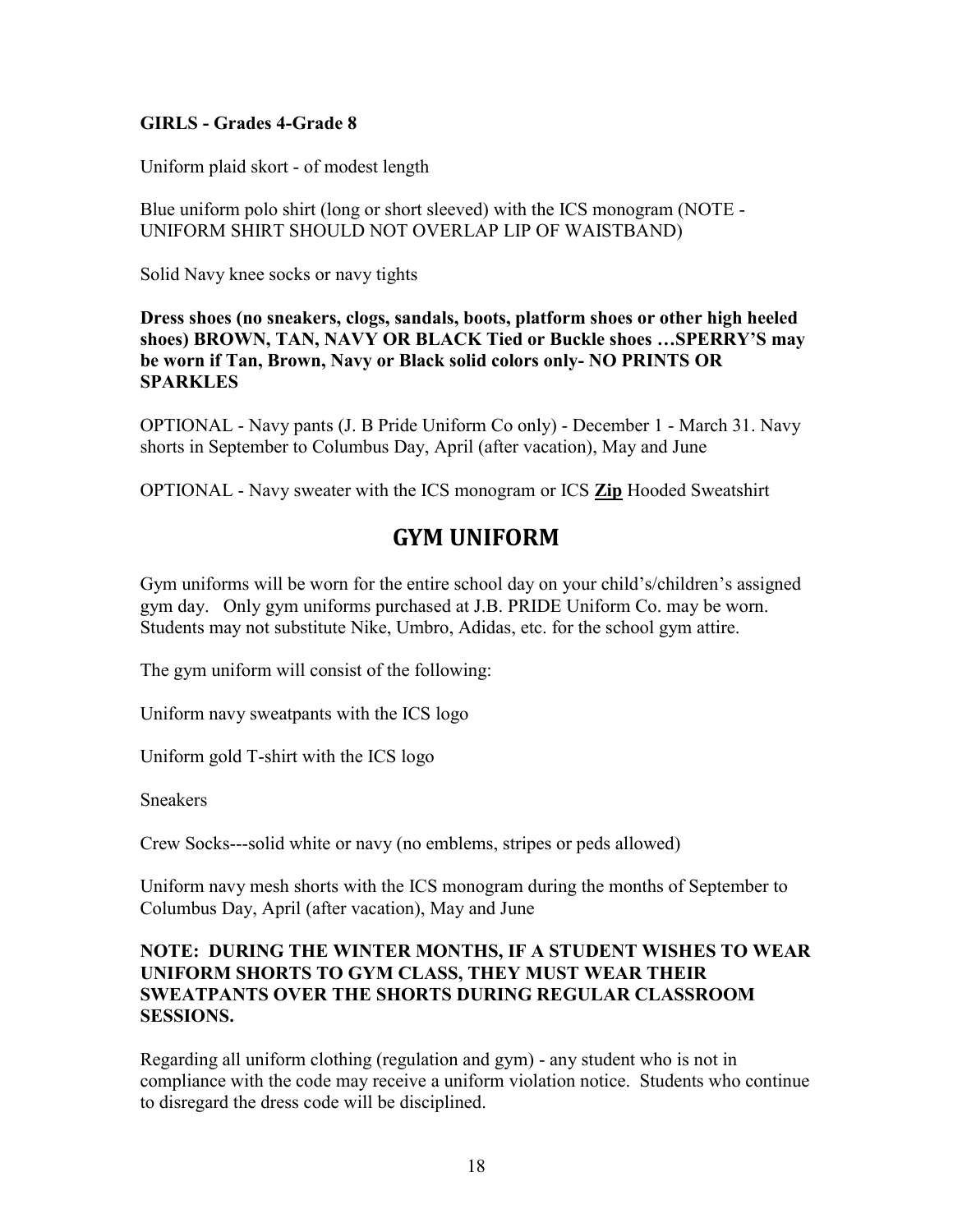**GIRLS - Grades 4-Grade 8**

Uniform plaid skort - of modest length

Blue uniform polo shirt (long or short sleeved) with the ICS monogram (NOTE - UNIFORM SHIRT SHOULD NOT OVERLAP LIP OF WAISTBAND)

Solid Navy knee socks or navy tights

**Dress shoes (no sneakers, clogs, sandals, boots, platform shoes or other high heeled shoes) BROWN, TAN, NAVY OR BLACK Tied or Buckle shoes …SPERRY'S may be worn if Tan, Brown, Navy or Black solid colors only- NO PRINTS OR SPARKLES**

OPTIONAL - Navy pants (J. B Pride Uniform Co only) - December 1 - March 31. Navy shorts in September to Columbus Day, April (after vacation), May and June

OPTIONAL - Navy sweater with the ICS monogram or ICS **<u>Zip</u>** Hooded Sweatshirt

## GYM UNIFORM

Gym uniforms will be worn for the entire school day on your child's/children's assigned gym day. Only gym uniforms purchased at J.B. PRIDE Uniform Co. may be worn. Students may not substitute Nike, Umbro, Adidas, etc. for the school gym attire.

The gym uniform will consist of the following:

Uniform navy sweatpants with the ICS logo

Uniform gold T-shirt with the ICS logo

Sneakers

Crew Socks---solid white or navy (no emblems, stripes or peds allowed)

Uniform navy mesh shorts with the ICS monogram during the months of September to Columbus Day, April (after vacation), May and June

**NOTE: DURING THE WINTER MONTHS, IF A STUDENT WISHES TO WEAR UNIFORM SHORTS TO GYM CLASS, THEY MUST WEAR THEIR SWEATPANTS OVER THE SHORTS DURING REGULAR CLASSROOM SESSIONS.**

Regarding all uniform clothing (regulation and gym) - any student who is not in compliance with the code may receive a uniform violation notice. Students who continue to disregard the dress code will be disciplined.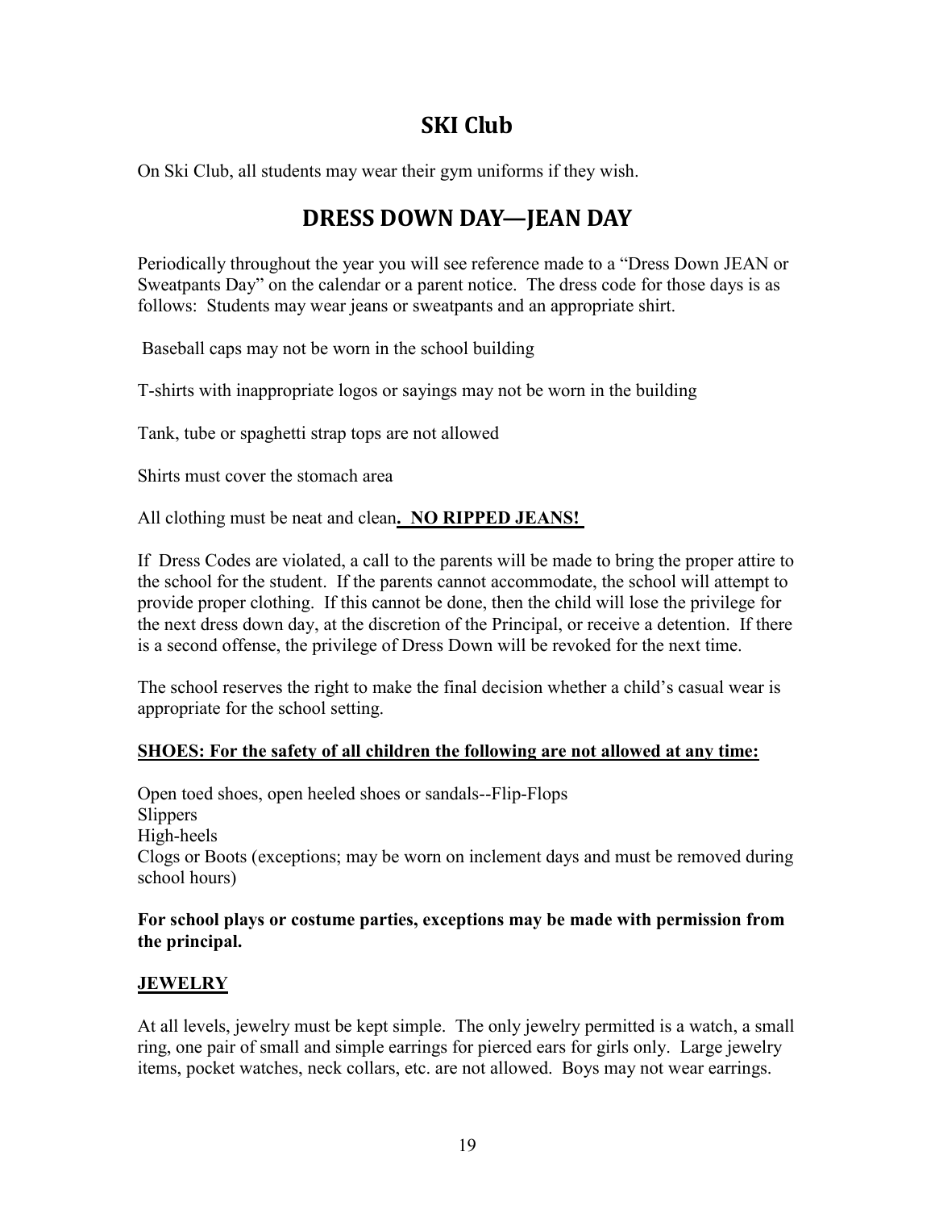## SKI Club

On Ski Club, all students may wear their gym uniforms if they wish.

## DRESS DOWN DAY—JEAN DAY

Periodically throughout the year you will see reference made to a "Dress Down JEAN or Sweatpants Day" on the calendar or a parent notice. The dress code for those days is as follows: Students may wear jeans or sweatpants and an appropriate shirt.

Baseball caps may not be worn in the school building

T-shirts with inappropriate logos or sayings may not be worn in the building

Tank, tube or spaghetti strap tops are not allowed

Shirts must cover the stomach area

All clothing must be neat and clean**. NO RIPPED JEANS!**

If Dress Codes are violated, a call to the parents will be made to bring the proper attire to the school for the student. If the parents cannot accommodate, the school will attempt to provide proper clothing. If this cannot be done, then the child will lose the privilege for the next dress down day, at the discretion of the Principal, or receive a detention. If there is a second offense, the privilege of Dress Down will be revoked for the next time.

The school reserves the right to make the final decision whether a child's casual wear is appropriate for the school setting.

**SHOES: For the safety of all children the following are not allowed at any time:**

Open toed shoes, open heeled shoes or sandals--Flip-Flops
Slippers
High-heels
Clogs or Boots (exceptions; may be worn on inclement days and must be removed during school hours)

**For school plays or costume parties, exceptions may be made with permission from the principal.**

**JEWELRY**

At all levels, jewelry must be kept simple. The only jewelry permitted is a watch, a small ring, one pair of small and simple earrings for pierced ears for girls only. Large jewelry items, pocket watches, neck collars, etc. are not allowed. Boys may not wear earrings.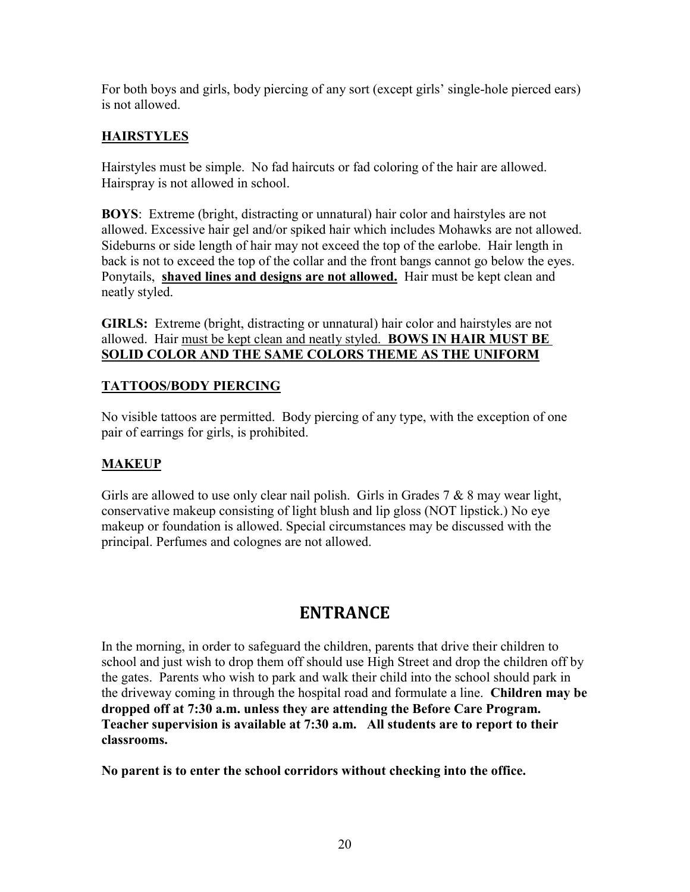For both boys and girls, body piercing of any sort (except girls' single-hole pierced ears) is not allowed.

### HAIRSTYLES

Hairstyles must be simple. No fad haircuts or fad coloring of the hair are allowed. Hairspray is not allowed in school.

**BOYS**: Extreme (bright, distracting or unnatural) hair color and hairstyles are not allowed. Excessive hair gel and/or spiked hair which includes Mohawks are not allowed. Sideburns or side length of hair may not exceed the top of the earlobe. Hair length in back is not to exceed the top of the collar and the front bangs cannot go below the eyes. Ponytails, **shaved lines and designs are not allowed.** Hair must be kept clean and neatly styled.

**GIRLS:** Extreme (bright, distracting or unnatural) hair color and hairstyles are not allowed. Hair must be kept clean and neatly styled. **BOWS IN HAIR MUST BE SOLID COLOR AND THE SAME COLORS THEME AS THE UNIFORM**

### TATTOOS/BODY PIERCING

No visible tattoos are permitted. Body piercing of any type, with the exception of one pair of earrings for girls, is prohibited.

### MAKEUP

Girls are allowed to use only clear nail polish. Girls in Grades 7 & 8 may wear light, conservative makeup consisting of light blush and lip gloss (NOT lipstick.) No eye makeup or foundation is allowed. Special circumstances may be discussed with the principal. Perfumes and colognes are not allowed.

## ENTRANCE

In the morning, in order to safeguard the children, parents that drive their children to school and just wish to drop them off should use High Street and drop the children off by the gates. Parents who wish to park and walk their child into the school should park in the driveway coming in through the hospital road and formulate a line. **Children may be dropped off at 7:30 a.m. unless they are attending the Before Care Program. Teacher supervision is available at 7:30 a.m. All students are to report to their classrooms.**

**No parent is to enter the school corridors without checking into the office.**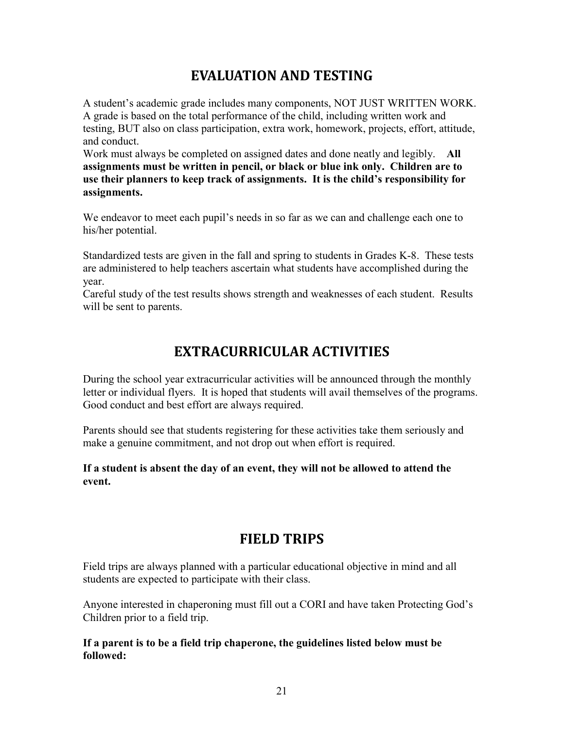## EVALUATION AND TESTING

A student's academic grade includes many components, NOT JUST WRITTEN WORK. A grade is based on the total performance of the child, including written work and testing, BUT also on class participation, extra work, homework, projects, effort, attitude, and conduct.

Work must always be completed on assigned dates and done neatly and legibly. **All assignments must be written in pencil, or black or blue ink only. Children are to use their planners to keep track of assignments. It is the child's responsibility for assignments.**

We endeavor to meet each pupil's needs in so far as we can and challenge each one to his/her potential.

Standardized tests are given in the fall and spring to students in Grades K-8. These tests are administered to help teachers ascertain what students have accomplished during the year.

Careful study of the test results shows strength and weaknesses of each student. Results will be sent to parents.

## EXTRACURRICULAR ACTIVITIES

During the school year extracurricular activities will be announced through the monthly letter or individual flyers. It is hoped that students will avail themselves of the programs. Good conduct and best effort are always required.

Parents should see that students registering for these activities take them seriously and make a genuine commitment, and not drop out when effort is required.

**If a student is absent the day of an event, they will not be allowed to attend the event.**

## FIELD TRIPS

Field trips are always planned with a particular educational objective in mind and all students are expected to participate with their class.

Anyone interested in chaperoning must fill out a CORI and have taken Protecting God's Children prior to a field trip.

**If a parent is to be a field trip chaperone, the guidelines listed below must be followed:**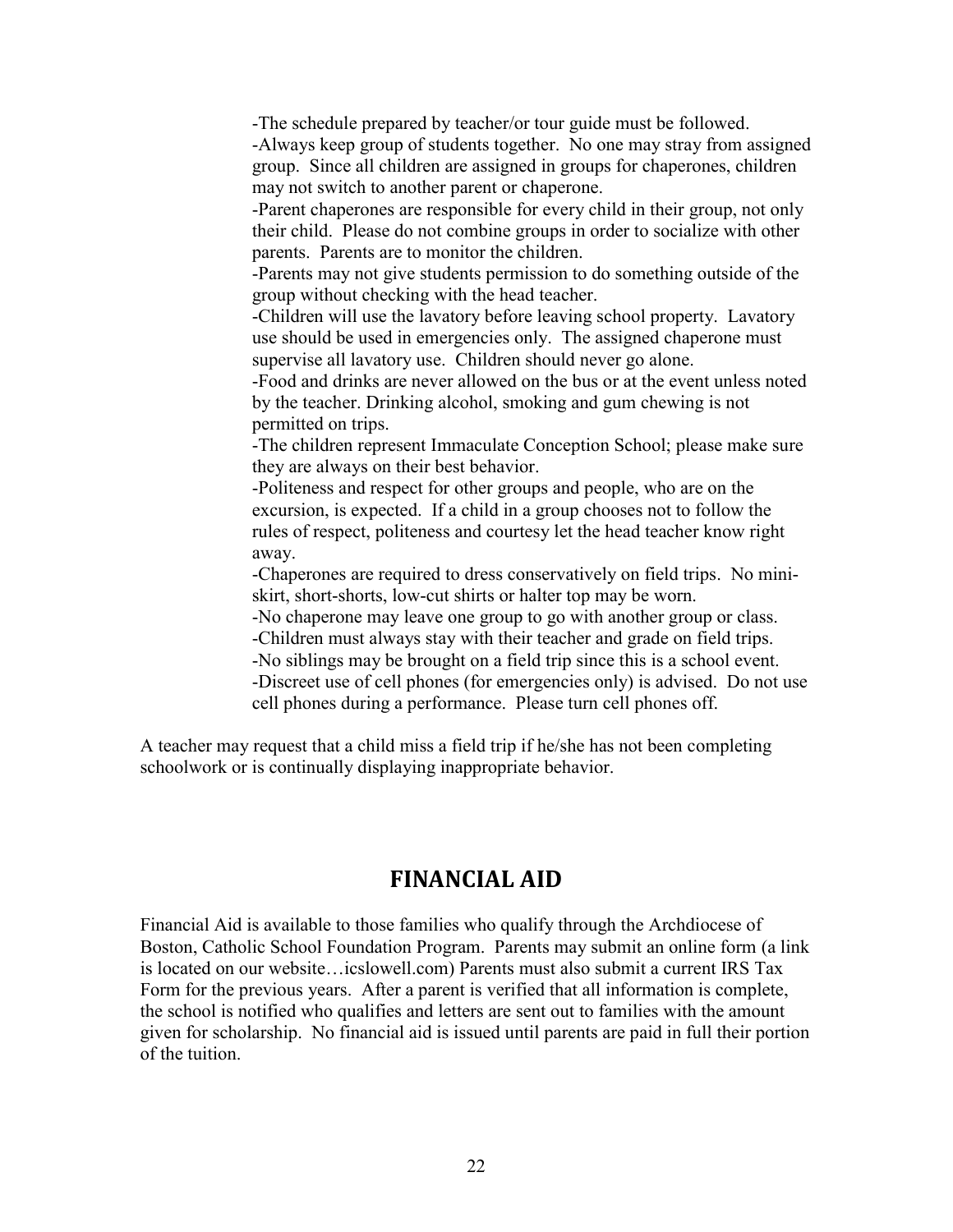-The schedule prepared by teacher/or tour guide must be followed.
-Always keep group of students together. No one may stray from assigned group. Since all children are assigned in groups for chaperones, children may not switch to another parent or chaperone.
-Parent chaperones are responsible for every child in their group, not only their child. Please do not combine groups in order to socialize with other parents. Parents are to monitor the children.
-Parents may not give students permission to do something outside of the group without checking with the head teacher.
-Children will use the lavatory before leaving school property. Lavatory use should be used in emergencies only. The assigned chaperone must supervise all lavatory use. Children should never go alone.
-Food and drinks are never allowed on the bus or at the event unless noted by the teacher. Drinking alcohol, smoking and gum chewing is not permitted on trips.
-The children represent Immaculate Conception School; please make sure they are always on their best behavior.
-Politeness and respect for other groups and people, who are on the excursion, is expected. If a child in a group chooses not to follow the rules of respect, politeness and courtesy let the head teacher know right away.
-Chaperones are required to dress conservatively on field trips. No mini-skirt, short-shorts, low-cut shirts or halter top may be worn.
-No chaperone may leave one group to go with another group or class.
-Children must always stay with their teacher and grade on field trips.
-No siblings may be brought on a field trip since this is a school event.
-Discreet use of cell phones (for emergencies only) is advised. Do not use cell phones during a performance. Please turn cell phones off.

A teacher may request that a child miss a field trip if he/she has not been completing schoolwork or is continually displaying inappropriate behavior.

## FINANCIAL AID

Financial Aid is available to those families who qualify through the Archdiocese of Boston, Catholic School Foundation Program. Parents may submit an online form (a link is located on our website…icslowell.com) Parents must also submit a current IRS Tax Form for the previous years. After a parent is verified that all information is complete, the school is notified who qualifies and letters are sent out to families with the amount given for scholarship. No financial aid is issued until parents are paid in full their portion of the tuition.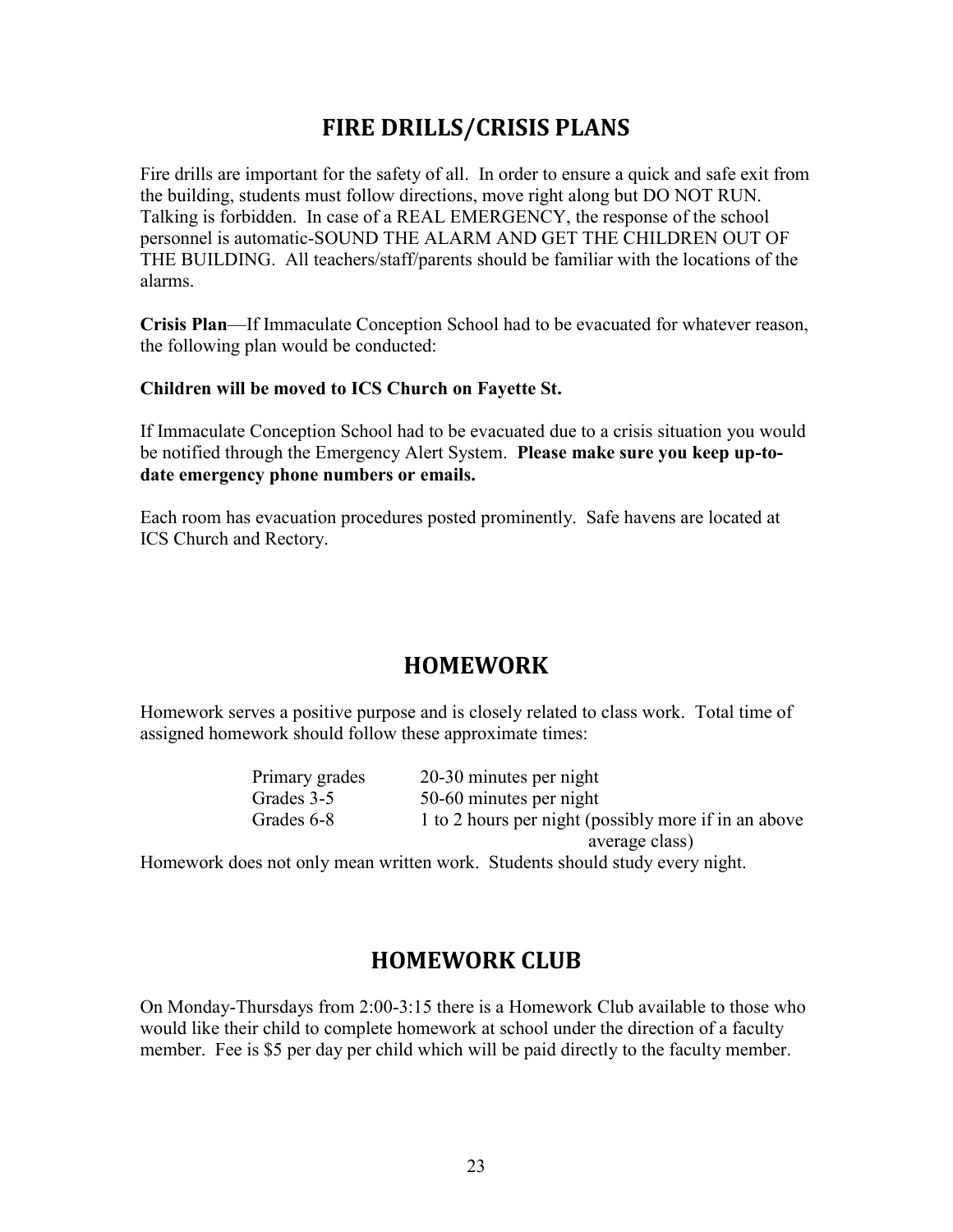## FIRE DRILLS/CRISIS PLANS

Fire drills are important for the safety of all. In order to ensure a quick and safe exit from the building, students must follow directions, move right along but DO NOT RUN. Talking is forbidden. In case of a REAL EMERGENCY, the response of the school personnel is automatic-SOUND THE ALARM AND GET THE CHILDREN OUT OF THE BUILDING. All teachers/staff/parents should be familiar with the locations of the alarms.

**Crisis Plan**—If Immaculate Conception School had to be evacuated for whatever reason, the following plan would be conducted:

**Children will be moved to ICS Church on Fayette St.**

If Immaculate Conception School had to be evacuated due to a crisis situation you would be notified through the Emergency Alert System. **Please make sure you keep up-to-date emergency phone numbers or emails.**

Each room has evacuation procedures posted prominently. Safe havens are located at ICS Church and Rectory.

## HOMEWORK

Homework serves a positive purpose and is closely related to class work. Total time of assigned homework should follow these approximate times:

| | |
|---|---|
| Primary grades | 20-30 minutes per night |
| Grades 3-5 | 50-60 minutes per night |
| Grades 6-8 | 1 to 2 hours per night (possibly more if in an above average class) |

Homework does not only mean written work. Students should study every night.

## HOMEWORK CLUB

On Monday-Thursdays from 2:00-3:15 there is a Homework Club available to those who would like their child to complete homework at school under the direction of a faculty member. Fee is $5 per day per child which will be paid directly to the faculty member.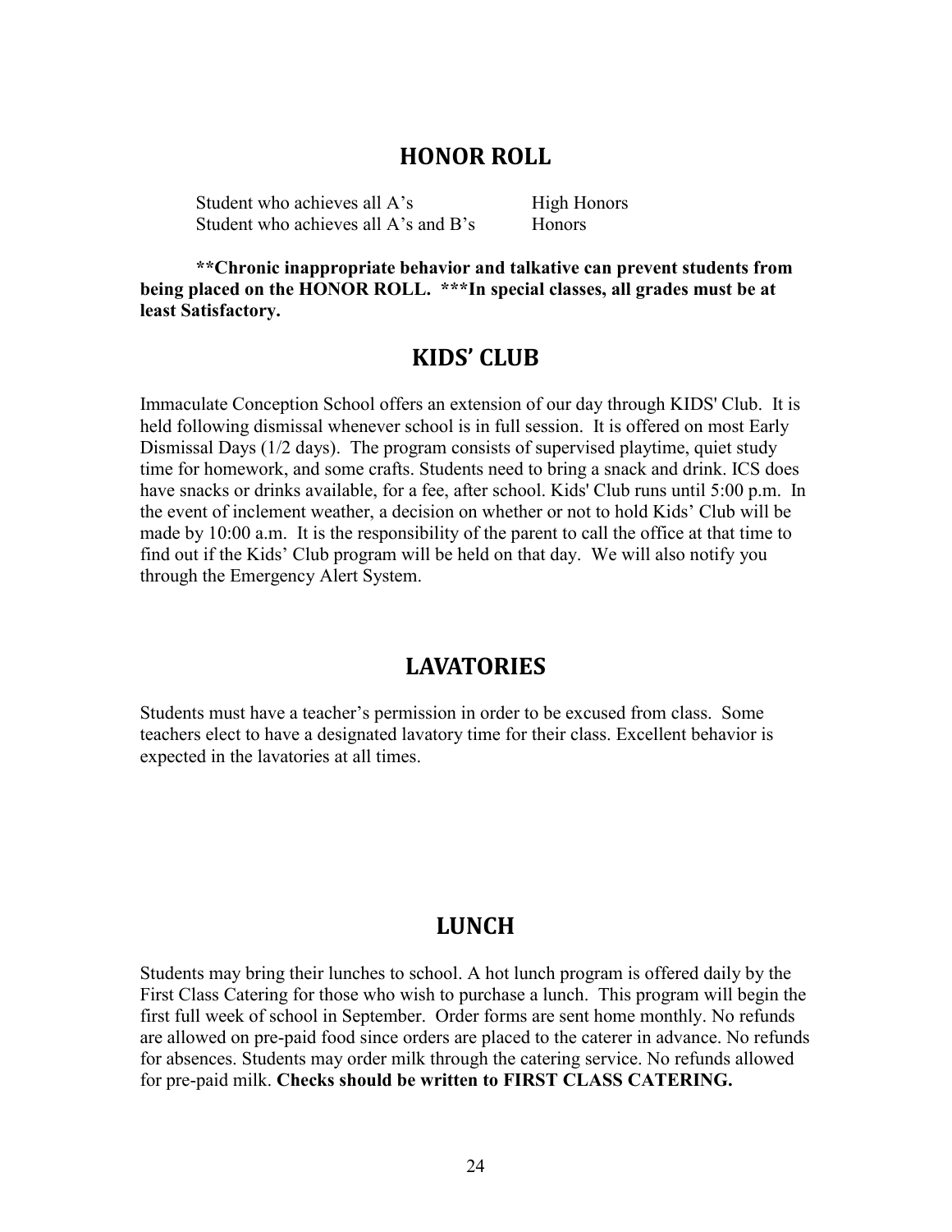## HONOR ROLL

| | |
|---|---|
| Student who achieves all A's | High Honors |
| Student who achieves all A's and B's | Honors |

**\*\*Chronic inappropriate behavior and talkative can prevent students from being placed on the HONOR ROLL. \*\*\*In special classes, all grades must be at least Satisfactory.**

## KIDS' CLUB

Immaculate Conception School offers an extension of our day through KIDS' Club. It is held following dismissal whenever school is in full session. It is offered on most Early Dismissal Days (1/2 days). The program consists of supervised playtime, quiet study time for homework, and some crafts. Students need to bring a snack and drink. ICS does have snacks or drinks available, for a fee, after school. Kids' Club runs until 5:00 p.m. In the event of inclement weather, a decision on whether or not to hold Kids' Club will be made by 10:00 a.m. It is the responsibility of the parent to call the office at that time to find out if the Kids' Club program will be held on that day. We will also notify you through the Emergency Alert System.

## LAVATORIES

Students must have a teacher's permission in order to be excused from class. Some teachers elect to have a designated lavatory time for their class. Excellent behavior is expected in the lavatories at all times.

## LUNCH

Students may bring their lunches to school. A hot lunch program is offered daily by the First Class Catering for those who wish to purchase a lunch. This program will begin the first full week of school in September. Order forms are sent home monthly. No refunds are allowed on pre-paid food since orders are placed to the caterer in advance. No refunds for absences. Students may order milk through the catering service. No refunds allowed for pre-paid milk. **Checks should be written to FIRST CLASS CATERING.**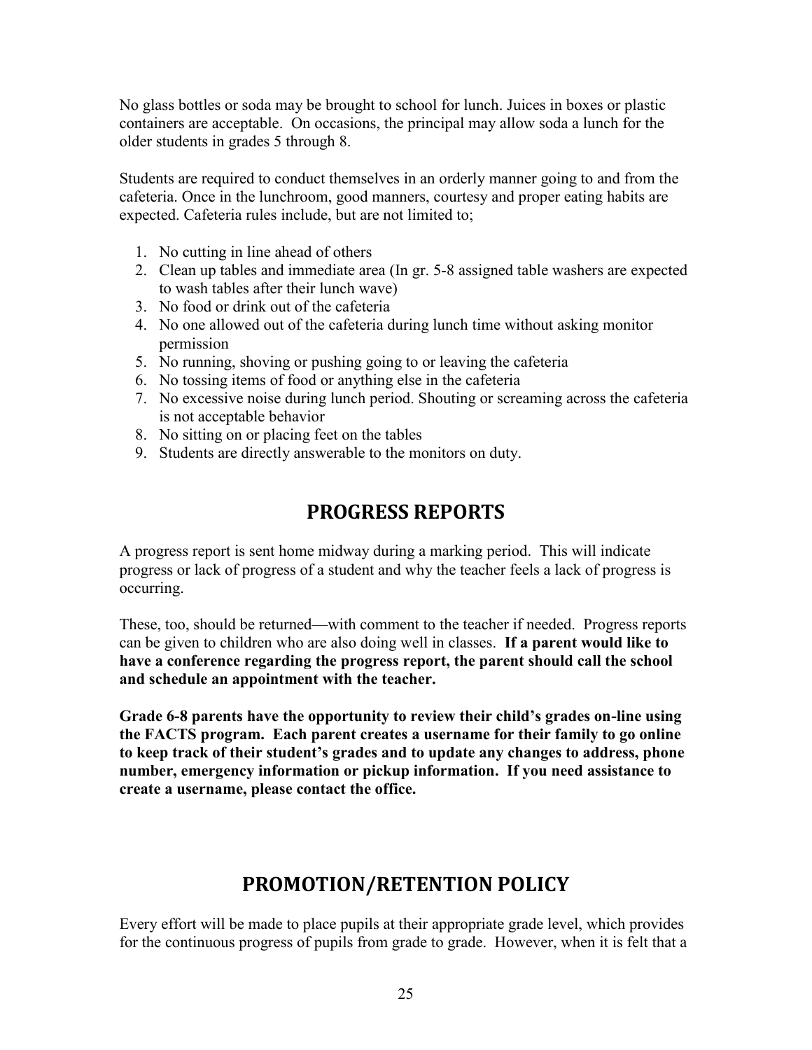No glass bottles or soda may be brought to school for lunch. Juices in boxes or plastic containers are acceptable. On occasions, the principal may allow soda a lunch for the older students in grades 5 through 8.

Students are required to conduct themselves in an orderly manner going to and from the cafeteria. Once in the lunchroom, good manners, courtesy and proper eating habits are expected. Cafeteria rules include, but are not limited to;

1. No cutting in line ahead of others
2. Clean up tables and immediate area (In gr. 5-8 assigned table washers are expected to wash tables after their lunch wave)
3. No food or drink out of the cafeteria
4. No one allowed out of the cafeteria during lunch time without asking monitor permission
5. No running, shoving or pushing going to or leaving the cafeteria
6. No tossing items of food or anything else in the cafeteria
7. No excessive noise during lunch period. Shouting or screaming across the cafeteria is not acceptable behavior
8. No sitting on or placing feet on the tables
9. Students are directly answerable to the monitors on duty.

## PROGRESS REPORTS

A progress report is sent home midway during a marking period. This will indicate progress or lack of progress of a student and why the teacher feels a lack of progress is occurring.

These, too, should be returned—with comment to the teacher if needed. Progress reports can be given to children who are also doing well in classes. **If a parent would like to have a conference regarding the progress report, the parent should call the school and schedule an appointment with the teacher.**

**Grade 6-8 parents have the opportunity to review their child's grades on-line using the FACTS program. Each parent creates a username for their family to go online to keep track of their student's grades and to update any changes to address, phone number, emergency information or pickup information. If you need assistance to create a username, please contact the office.**

## PROMOTION/RETENTION POLICY

Every effort will be made to place pupils at their appropriate grade level, which provides for the continuous progress of pupils from grade to grade. However, when it is felt that a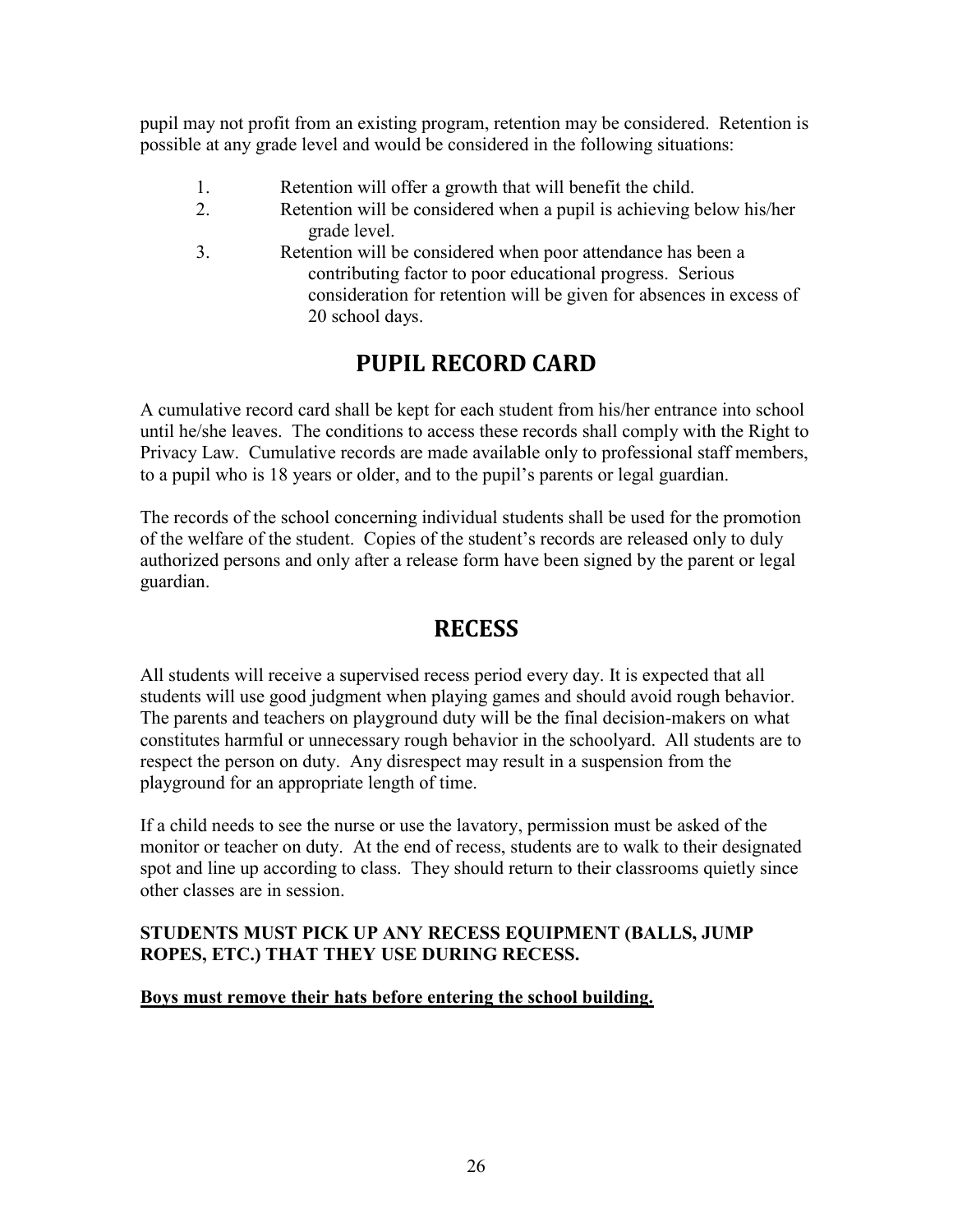pupil may not profit from an existing program, retention may be considered. Retention is possible at any grade level and would be considered in the following situations:

1. Retention will offer a growth that will benefit the child.
2. Retention will be considered when a pupil is achieving below his/her grade level.
3. Retention will be considered when poor attendance has been a contributing factor to poor educational progress. Serious consideration for retention will be given for absences in excess of 20 school days.

## PUPIL RECORD CARD

A cumulative record card shall be kept for each student from his/her entrance into school until he/she leaves. The conditions to access these records shall comply with the Right to Privacy Law. Cumulative records are made available only to professional staff members, to a pupil who is 18 years or older, and to the pupil's parents or legal guardian.

The records of the school concerning individual students shall be used for the promotion of the welfare of the student. Copies of the student's records are released only to duly authorized persons and only after a release form have been signed by the parent or legal guardian.

## RECESS

All students will receive a supervised recess period every day. It is expected that all students will use good judgment when playing games and should avoid rough behavior. The parents and teachers on playground duty will be the final decision-makers on what constitutes harmful or unnecessary rough behavior in the schoolyard. All students are to respect the person on duty. Any disrespect may result in a suspension from the playground for an appropriate length of time.

If a child needs to see the nurse or use the lavatory, permission must be asked of the monitor or teacher on duty. At the end of recess, students are to walk to their designated spot and line up according to class. They should return to their classrooms quietly since other classes are in session.

**STUDENTS MUST PICK UP ANY RECESS EQUIPMENT (BALLS, JUMP ROPES, ETC.) THAT THEY USE DURING RECESS.**

<u>**Boys must remove their hats before entering the school building.**</u>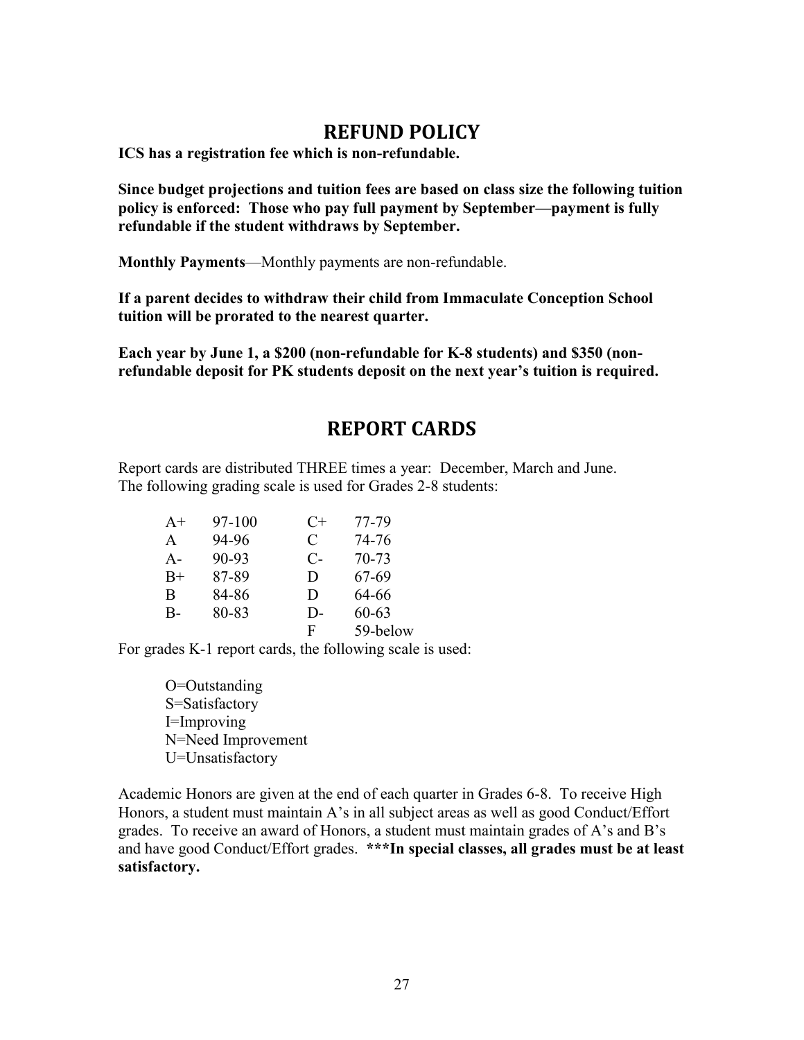## REFUND POLICY

**ICS has a registration fee which is non-refundable.**

**Since budget projections and tuition fees are based on class size the following tuition policy is enforced: Those who pay full payment by September—payment is fully refundable if the student withdraws by September.**

**Monthly Payments**—Monthly payments are non-refundable.

**If a parent decides to withdraw their child from Immaculate Conception School tuition will be prorated to the nearest quarter.**

**Each year by June 1, a $200 (non-refundable for K-8 students) and $350 (non-refundable deposit for PK students deposit on the next year's tuition is required.**

## REPORT CARDS

Report cards are distributed THREE times a year: December, March and June.
The following grading scale is used for Grades 2-8 students:

| | | | |
|---|---|---|---|
| A+ | 97-100 | C+ | 77-79 |
| A | 94-96 | C | 74-76 |
| A- | 90-93 | C- | 70-73 |
| B+ | 87-89 | D | 67-69 |
| B | 84-86 | D | 64-66 |
| B- | 80-83 | D- | 60-63 |
| | | F | 59-below |

For grades K-1 report cards, the following scale is used:

O=Outstanding
S=Satisfactory
I=Improving
N=Need Improvement
U=Unsatisfactory

Academic Honors are given at the end of each quarter in Grades 6-8. To receive High Honors, a student must maintain A's in all subject areas as well as good Conduct/Effort grades. To receive an award of Honors, a student must maintain grades of A's and B's and have good Conduct/Effort grades. **\*\*\*In special classes, all grades must be at least satisfactory.**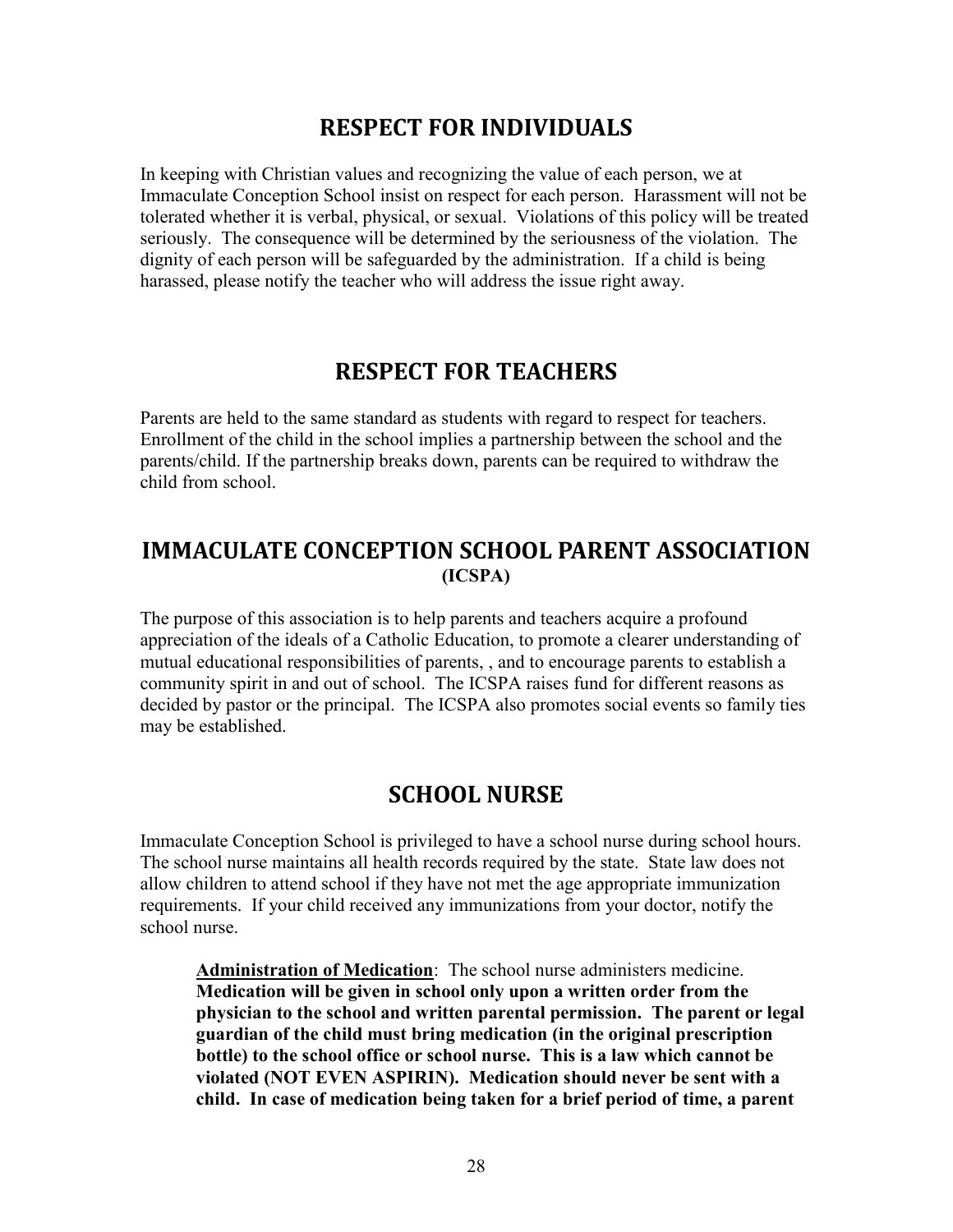## RESPECT FOR INDIVIDUALS

In keeping with Christian values and recognizing the value of each person, we at Immaculate Conception School insist on respect for each person. Harassment will not be tolerated whether it is verbal, physical, or sexual. Violations of this policy will be treated seriously. The consequence will be determined by the seriousness of the violation. The dignity of each person will be safeguarded by the administration. If a child is being harassed, please notify the teacher who will address the issue right away.

## RESPECT FOR TEACHERS

Parents are held to the same standard as students with regard to respect for teachers. Enrollment of the child in the school implies a partnership between the school and the parents/child. If the partnership breaks down, parents can be required to withdraw the child from school.

## IMMACULATE CONCEPTION SCHOOL PARENT ASSOCIATION (ICSPA)

The purpose of this association is to help parents and teachers acquire a profound appreciation of the ideals of a Catholic Education, to promote a clearer understanding of mutual educational responsibilities of parents, , and to encourage parents to establish a community spirit in and out of school. The ICSPA raises fund for different reasons as decided by pastor or the principal. The ICSPA also promotes social events so family ties may be established.

## SCHOOL NURSE

Immaculate Conception School is privileged to have a school nurse during school hours. The school nurse maintains all health records required by the state. State law does not allow children to attend school if they have not met the age appropriate immunization requirements. If your child received any immunizations from your doctor, notify the school nurse.

<u>**Administration of Medication**</u>: The school nurse administers medicine. **Medication will be given in school only upon a written order from the physician to the school and written parental permission. The parent or legal guardian of the child must bring medication (in the original prescription bottle) to the school office or school nurse. This is a law which cannot be violated (NOT EVEN ASPIRIN). Medication should never be sent with a child. In case of medication being taken for a brief period of time, a parent**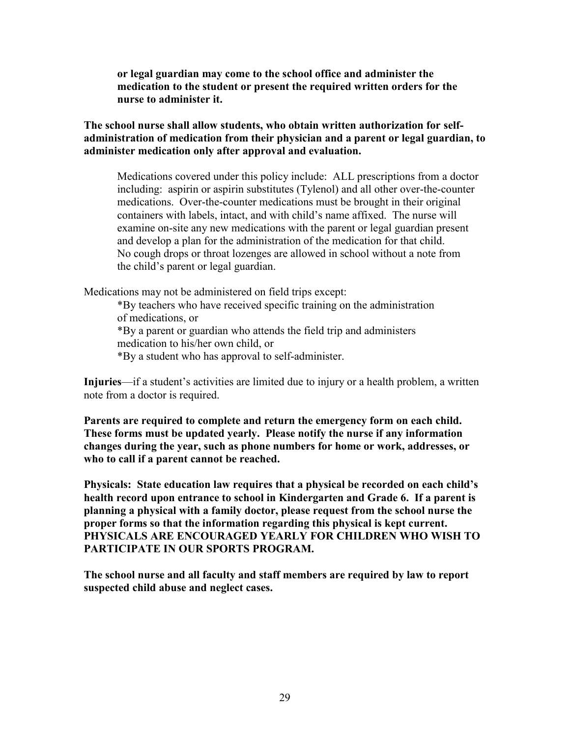**or legal guardian may come to the school office and administer the medication to the student or present the required written orders for the nurse to administer it.**

**The school nurse shall allow students, who obtain written authorization for self-administration of medication from their physician and a parent or legal guardian, to administer medication only after approval and evaluation.**

Medications covered under this policy include: ALL prescriptions from a doctor including: aspirin or aspirin substitutes (Tylenol) and all other over-the-counter medications. Over-the-counter medications must be brought in their original containers with labels, intact, and with child's name affixed. The nurse will examine on-site any new medications with the parent or legal guardian present and develop a plan for the administration of the medication for that child. No cough drops or throat lozenges are allowed in school without a note from the child's parent or legal guardian.

Medications may not be administered on field trips except:

*By teachers who have received specific training on the administration of medications, or
*By a parent or guardian who attends the field trip and administers medication to his/her own child, or
*By a student who has approval to self-administer.

**Injuries**—if a student's activities are limited due to injury or a health problem, a written note from a doctor is required.

**Parents are required to complete and return the emergency form on each child. These forms must be updated yearly. Please notify the nurse if any information changes during the year, such as phone numbers for home or work, addresses, or who to call if a parent cannot be reached.**

**Physicals: State education law requires that a physical be recorded on each child's health record upon entrance to school in Kindergarten and Grade 6. If a parent is planning a physical with a family doctor, please request from the school nurse the proper forms so that the information regarding this physical is kept current. PHYSICALS ARE ENCOURAGED YEARLY FOR CHILDREN WHO WISH TO PARTICIPATE IN OUR SPORTS PROGRAM.**

**The school nurse and all faculty and staff members are required by law to report suspected child abuse and neglect cases.**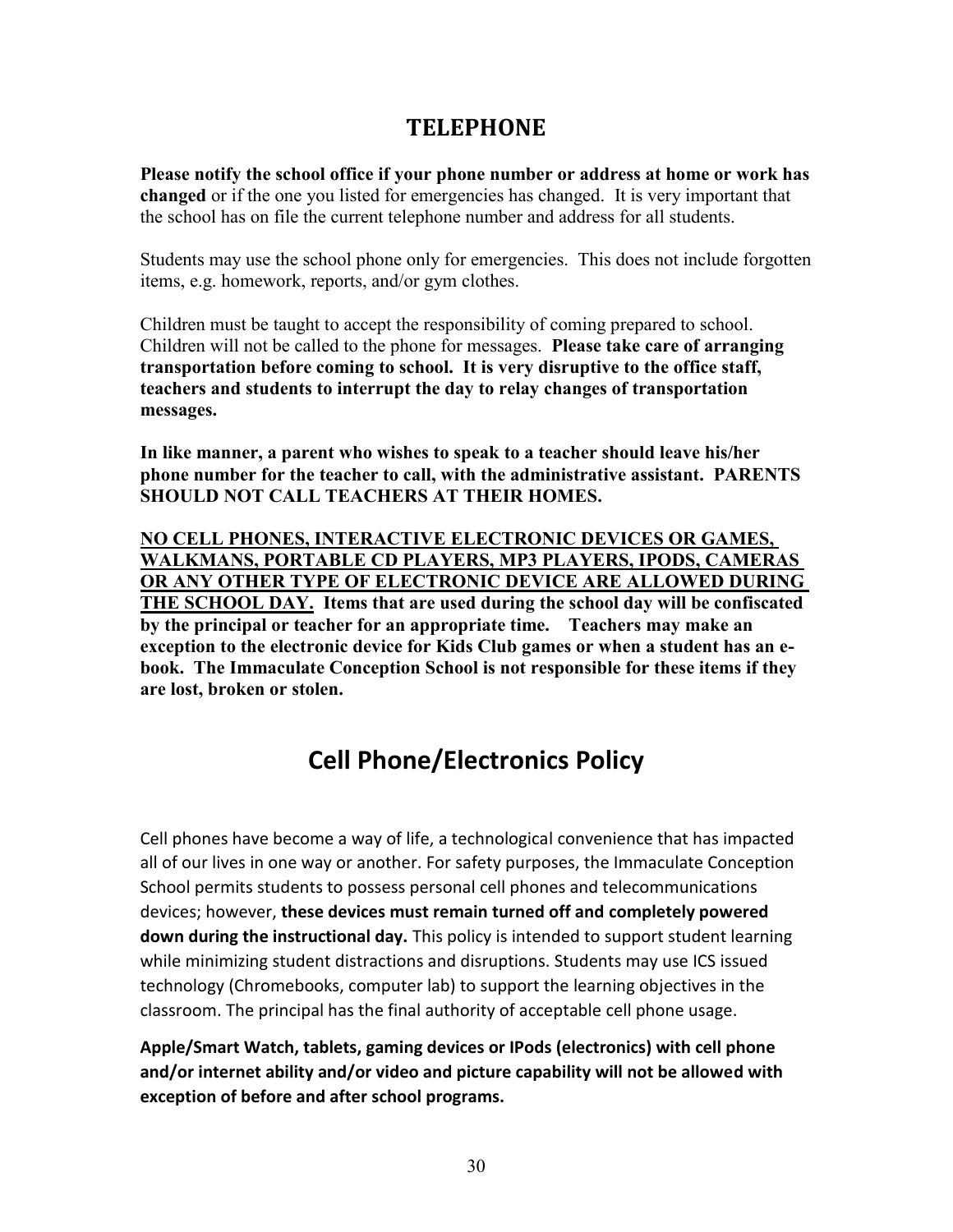## TELEPHONE

**Please notify the school office if your phone number or address at home or work has changed** or if the one you listed for emergencies has changed. It is very important that the school has on file the current telephone number and address for all students.

Students may use the school phone only for emergencies. This does not include forgotten items, e.g. homework, reports, and/or gym clothes.

Children must be taught to accept the responsibility of coming prepared to school. Children will not be called to the phone for messages. **Please take care of arranging transportation before coming to school. It is very disruptive to the office staff, teachers and students to interrupt the day to relay changes of transportation messages.**

**In like manner, a parent who wishes to speak to a teacher should leave his/her phone number for the teacher to call, with the administrative assistant. PARENTS SHOULD NOT CALL TEACHERS AT THEIR HOMES.**

<u>**NO CELL PHONES, INTERACTIVE ELECTRONIC DEVICES OR GAMES, WALKMANS, PORTABLE CD PLAYERS, MP3 PLAYERS, IPODS, CAMERAS OR ANY OTHER TYPE OF ELECTRONIC DEVICE ARE ALLOWED DURING THE SCHOOL DAY.**</u> **Items that are used during the school day will be confiscated by the principal or teacher for an appropriate time. Teachers may make an exception to the electronic device for Kids Club games or when a student has an e-book. The Immaculate Conception School is not responsible for these items if they are lost, broken or stolen.**

## Cell Phone/Electronics Policy

Cell phones have become a way of life, a technological convenience that has impacted all of our lives in one way or another. For safety purposes, the Immaculate Conception School permits students to possess personal cell phones and telecommunications devices; however, **these devices must remain turned off and completely powered down during the instructional day.** This policy is intended to support student learning while minimizing student distractions and disruptions. Students may use ICS issued technology (Chromebooks, computer lab) to support the learning objectives in the classroom. The principal has the final authority of acceptable cell phone usage.

**Apple/Smart Watch, tablets, gaming devices or IPods (electronics) with cell phone and/or internet ability and/or video and picture capability will not be allowed with exception of before and after school programs.**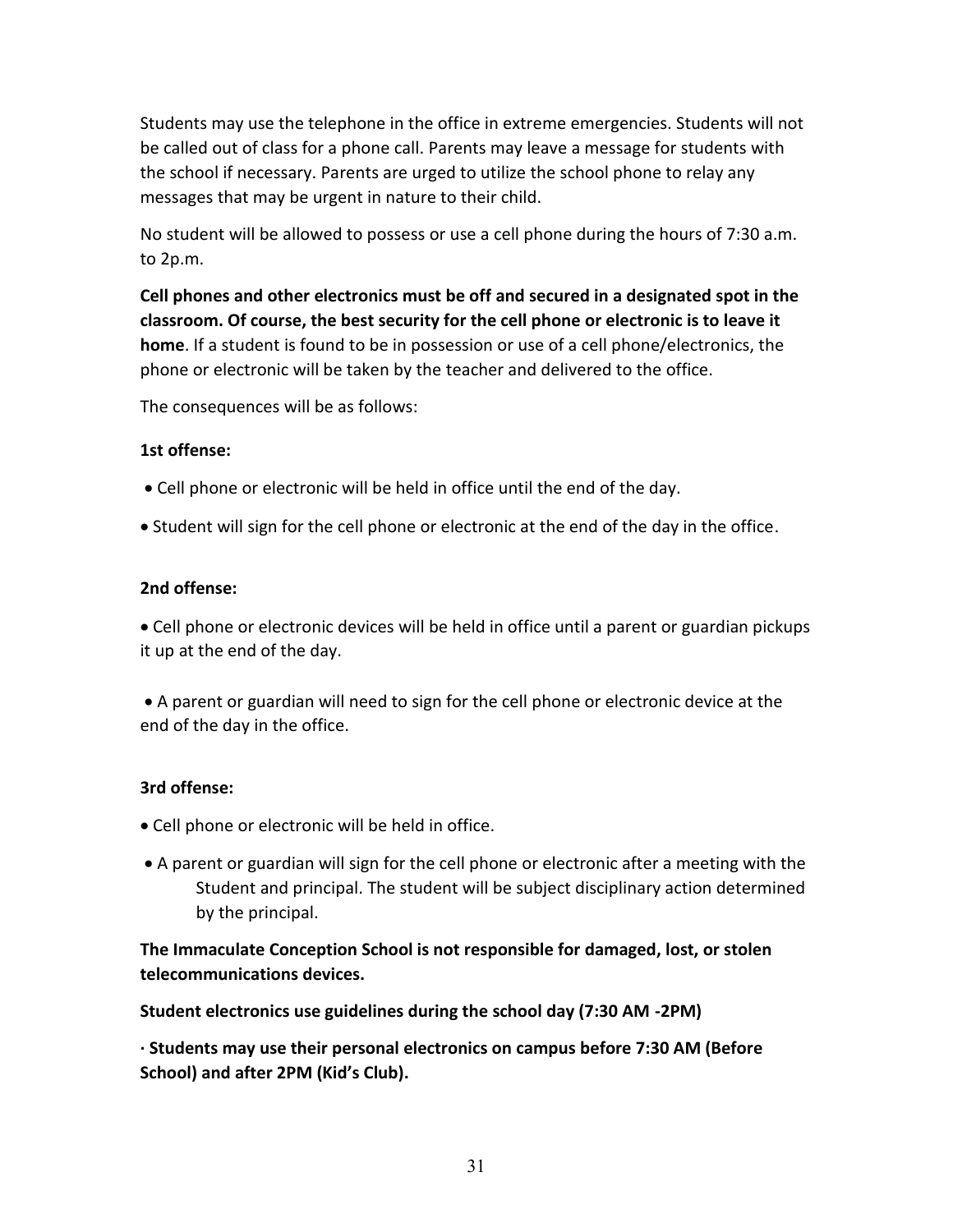Students may use the telephone in the office in extreme emergencies. Students will not be called out of class for a phone call. Parents may leave a message for students with the school if necessary. Parents are urged to utilize the school phone to relay any messages that may be urgent in nature to their child.

No student will be allowed to possess or use a cell phone during the hours of 7:30 a.m. to 2p.m.

**Cell phones and other electronics must be off and secured in a designated spot in the classroom. Of course, the best security for the cell phone or electronic is to leave it home**. If a student is found to be in possession or use of a cell phone/electronics, the phone or electronic will be taken by the teacher and delivered to the office.

The consequences will be as follows:

**1st offense:**

- Cell phone or electronic will be held in office until the end of the day.
- Student will sign for the cell phone or electronic at the end of the day in the office.

**2nd offense:**

- Cell phone or electronic devices will be held in office until a parent or guardian pickups it up at the end of the day.
- A parent or guardian will need to sign for the cell phone or electronic device at the end of the day in the office.

**3rd offense:**

- Cell phone or electronic will be held in office.
- A parent or guardian will sign for the cell phone or electronic after a meeting with the Student and principal. The student will be subject disciplinary action determined by the principal.

**The Immaculate Conception School is not responsible for damaged, lost, or stolen telecommunications devices.**

**Student electronics use guidelines during the school day (7:30 AM -2PM)**

**· Students may use their personal electronics on campus before 7:30 AM (Before School) and after 2PM (Kid's Club).**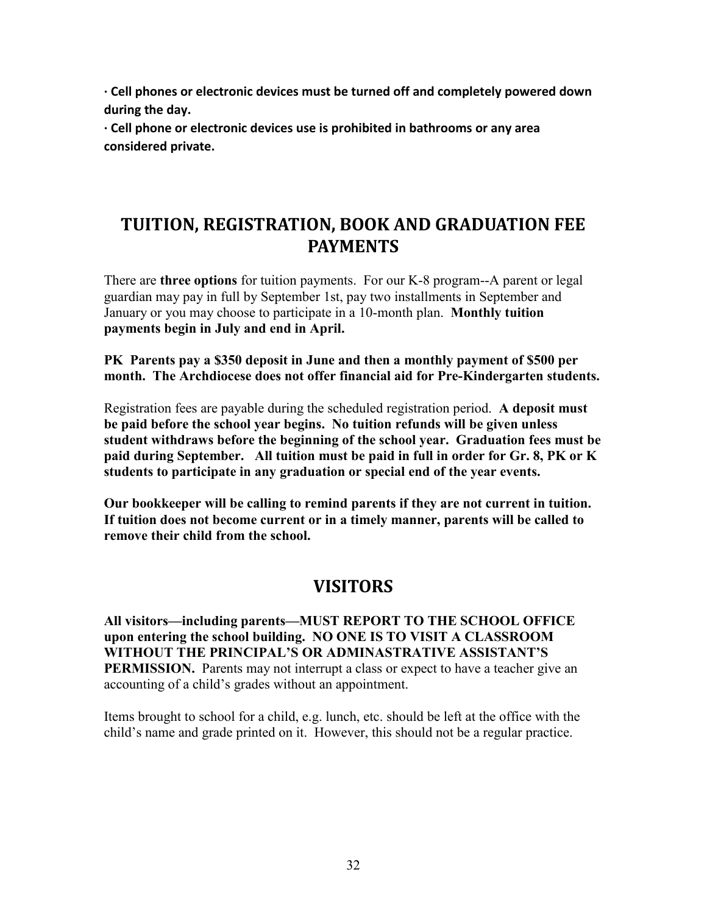**· Cell phones or electronic devices must be turned off and completely powered down during the day.**

**· Cell phone or electronic devices use is prohibited in bathrooms or any area considered private.**

## TUITION, REGISTRATION, BOOK AND GRADUATION FEE PAYMENTS

There are **three options** for tuition payments. For our K-8 program--A parent or legal guardian may pay in full by September 1st, pay two installments in September and January or you may choose to participate in a 10-month plan. **Monthly tuition payments begin in July and end in April.**

**PK Parents pay a $350 deposit in June and then a monthly payment of $500 per month. The Archdiocese does not offer financial aid for Pre-Kindergarten students.**

Registration fees are payable during the scheduled registration period. **A deposit must be paid before the school year begins. No tuition refunds will be given unless student withdraws before the beginning of the school year. Graduation fees must be paid during September. All tuition must be paid in full in order for Gr. 8, PK or K students to participate in any graduation or special end of the year events.**

**Our bookkeeper will be calling to remind parents if they are not current in tuition. If tuition does not become current or in a timely manner, parents will be called to remove their child from the school.**

## VISITORS

**All visitors—including parents—MUST REPORT TO THE SCHOOL OFFICE upon entering the school building. NO ONE IS TO VISIT A CLASSROOM WITHOUT THE PRINCIPAL'S OR ADMINASTRATIVE ASSISTANT'S PERMISSION.** Parents may not interrupt a class or expect to have a teacher give an accounting of a child's grades without an appointment.

Items brought to school for a child, e.g. lunch, etc. should be left at the office with the child's name and grade printed on it. However, this should not be a regular practice.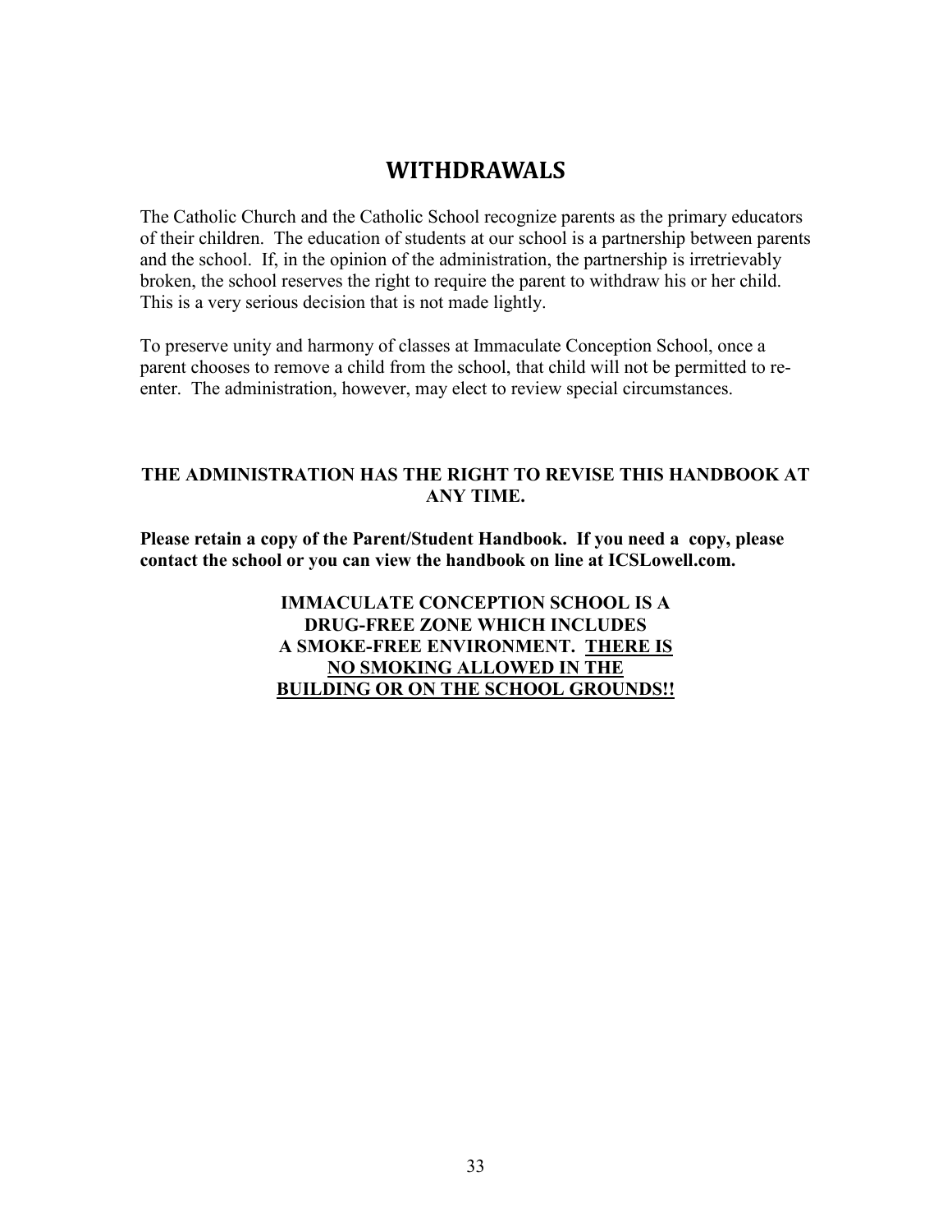# WITHDRAWALS

The Catholic Church and the Catholic School recognize parents as the primary educators of their children. The education of students at our school is a partnership between parents and the school. If, in the opinion of the administration, the partnership is irretrievably broken, the school reserves the right to require the parent to withdraw his or her child. This is a very serious decision that is not made lightly.

To preserve unity and harmony of classes at Immaculate Conception School, once a parent chooses to remove a child from the school, that child will not be permitted to re-enter. The administration, however, may elect to review special circumstances.

**THE ADMINISTRATION HAS THE RIGHT TO REVISE THIS HANDBOOK AT ANY TIME.**

**Please retain a copy of the Parent/Student Handbook. If you need a copy, please contact the school or you can view the handbook on line at ICSLowell.com.**

**IMMACULATE CONCEPTION SCHOOL IS A DRUG-FREE ZONE WHICH INCLUDES A SMOKE-FREE ENVIRONMENT. <u>THERE IS NO SMOKING ALLOWED IN THE BUILDING OR ON THE SCHOOL GROUNDS!!</u>**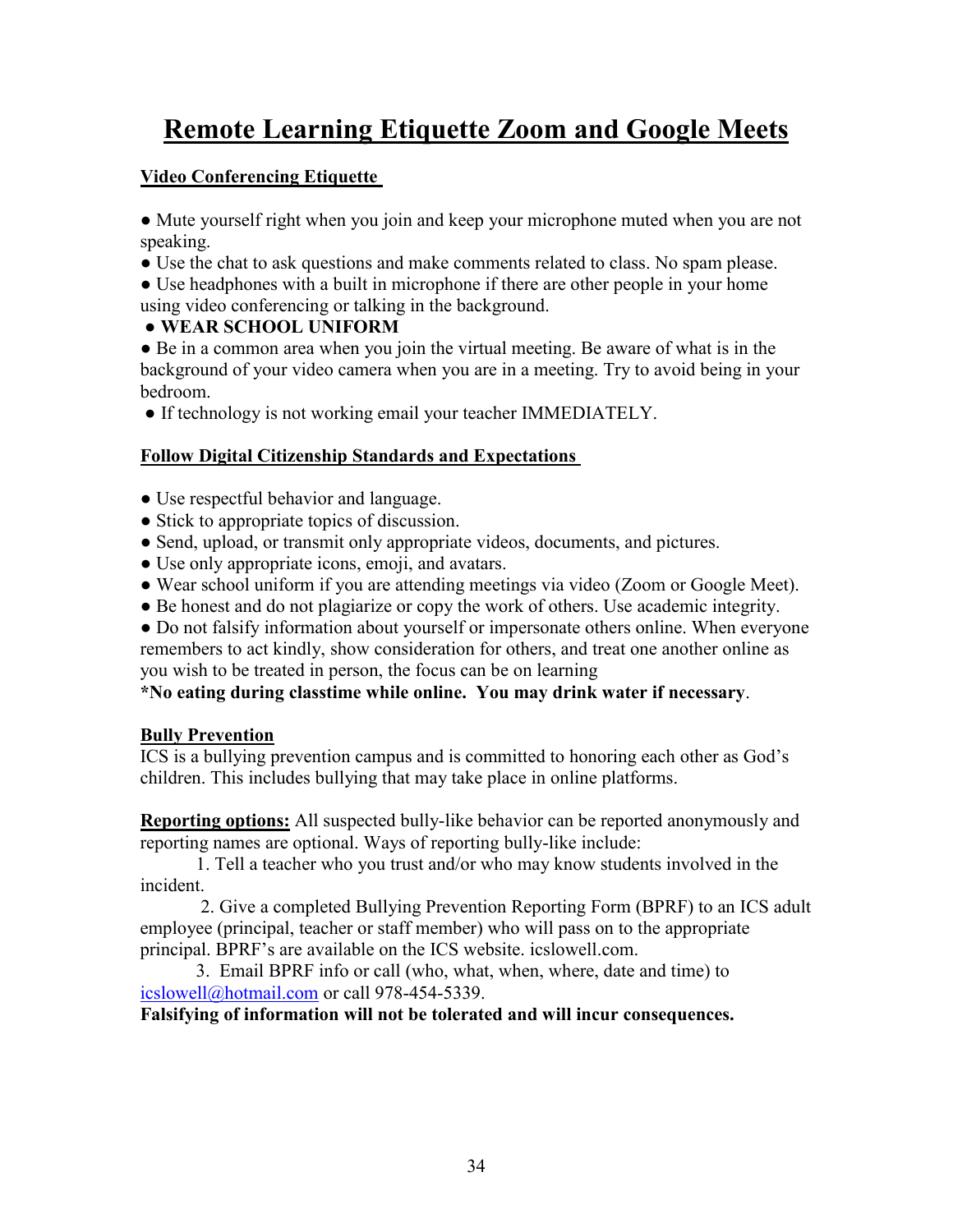# Remote Learning Etiquette Zoom and Google Meets

**Video Conferencing Etiquette**

- Mute yourself right when you join and keep your microphone muted when you are not speaking.
- Use the chat to ask questions and make comments related to class. No spam please.
- Use headphones with a built in microphone if there are other people in your home using video conferencing or talking in the background.
- **WEAR SCHOOL UNIFORM**
- Be in a common area when you join the virtual meeting. Be aware of what is in the background of your video camera when you are in a meeting. Try to avoid being in your bedroom.
- If technology is not working email your teacher IMMEDIATELY.

**Follow Digital Citizenship Standards and Expectations**

- Use respectful behavior and language.
- Stick to appropriate topics of discussion.
- Send, upload, or transmit only appropriate videos, documents, and pictures.
- Use only appropriate icons, emoji, and avatars.
- Wear school uniform if you are attending meetings via video (Zoom or Google Meet).
- Be honest and do not plagiarize or copy the work of others. Use academic integrity.
- Do not falsify information about yourself or impersonate others online. When everyone remembers to act kindly, show consideration for others, and treat one another online as you wish to be treated in person, the focus can be on learning

**\*No eating during classtime while online. You may drink water if necessary**.

**Bully Prevention**

ICS is a bullying prevention campus and is committed to honoring each other as God's children. This includes bullying that may take place in online platforms.

**Reporting options:** All suspected bully-like behavior can be reported anonymously and reporting names are optional. Ways of reporting bully-like include:

1. Tell a teacher who you trust and/or who may know students involved in the incident.
2. Give a completed Bullying Prevention Reporting Form (BPRF) to an ICS adult employee (principal, teacher or staff member) who will pass on to the appropriate principal. BPRF's are available on the ICS website. icslowell.com.
3. Email BPRF info or call (who, what, when, where, date and time) to icslowell@hotmail.com or call 978-454-5339.

**Falsifying of information will not be tolerated and will incur consequences.**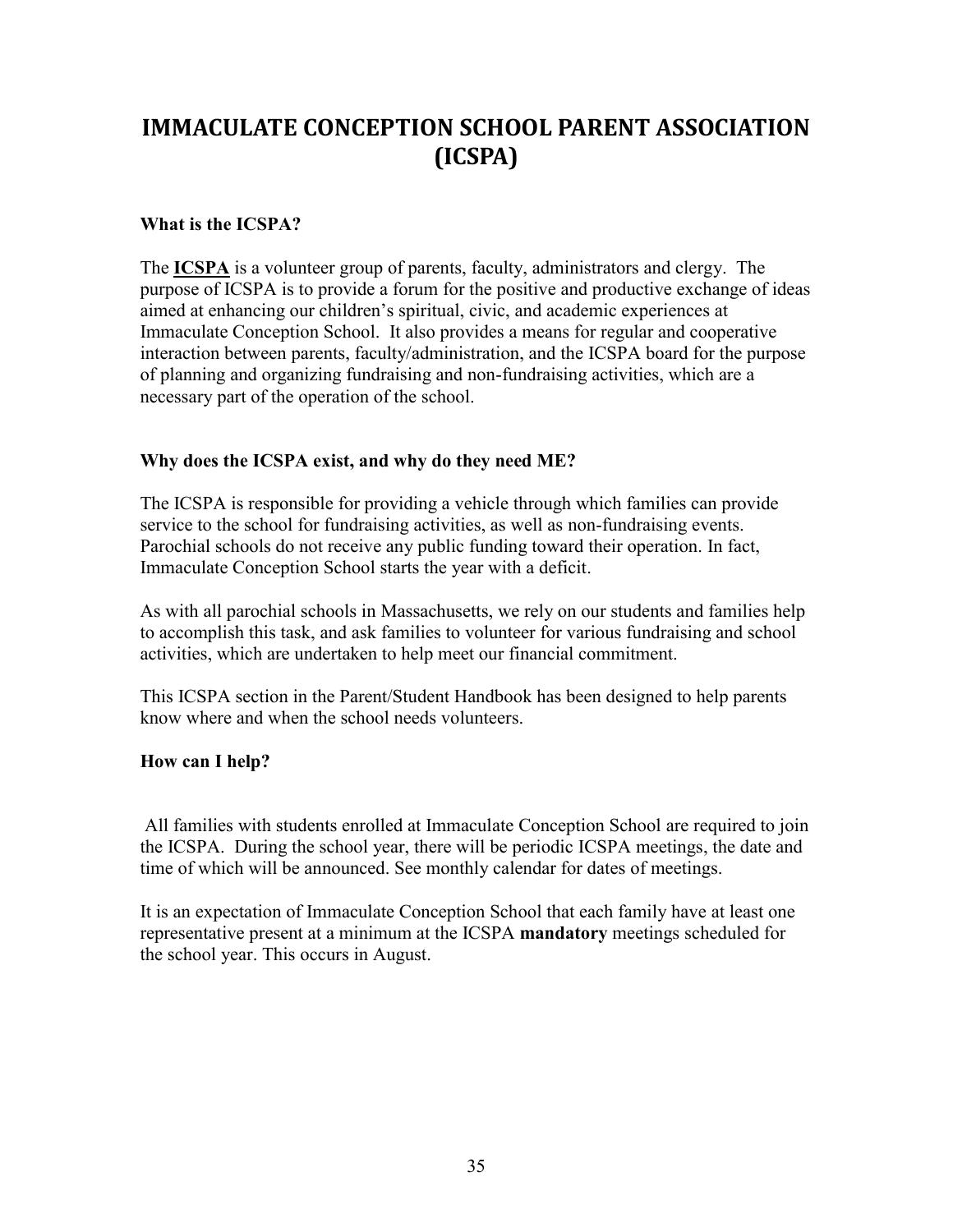# IMMACULATE CONCEPTION SCHOOL PARENT ASSOCIATION (ICSPA)

**What is the ICSPA?**

The **ICSPA** is a volunteer group of parents, faculty, administrators and clergy. The purpose of ICSPA is to provide a forum for the positive and productive exchange of ideas aimed at enhancing our children's spiritual, civic, and academic experiences at Immaculate Conception School. It also provides a means for regular and cooperative interaction between parents, faculty/administration, and the ICSPA board for the purpose of planning and organizing fundraising and non-fundraising activities, which are a necessary part of the operation of the school.

**Why does the ICSPA exist, and why do they need ME?**

The ICSPA is responsible for providing a vehicle through which families can provide service to the school for fundraising activities, as well as non-fundraising events. Parochial schools do not receive any public funding toward their operation. In fact, Immaculate Conception School starts the year with a deficit.

As with all parochial schools in Massachusetts, we rely on our students and families help to accomplish this task, and ask families to volunteer for various fundraising and school activities, which are undertaken to help meet our financial commitment.

This ICSPA section in the Parent/Student Handbook has been designed to help parents know where and when the school needs volunteers.

**How can I help?**

All families with students enrolled at Immaculate Conception School are required to join the ICSPA. During the school year, there will be periodic ICSPA meetings, the date and time of which will be announced. See monthly calendar for dates of meetings.

It is an expectation of Immaculate Conception School that each family have at least one representative present at a minimum at the ICSPA **mandatory** meetings scheduled for the school year. This occurs in August.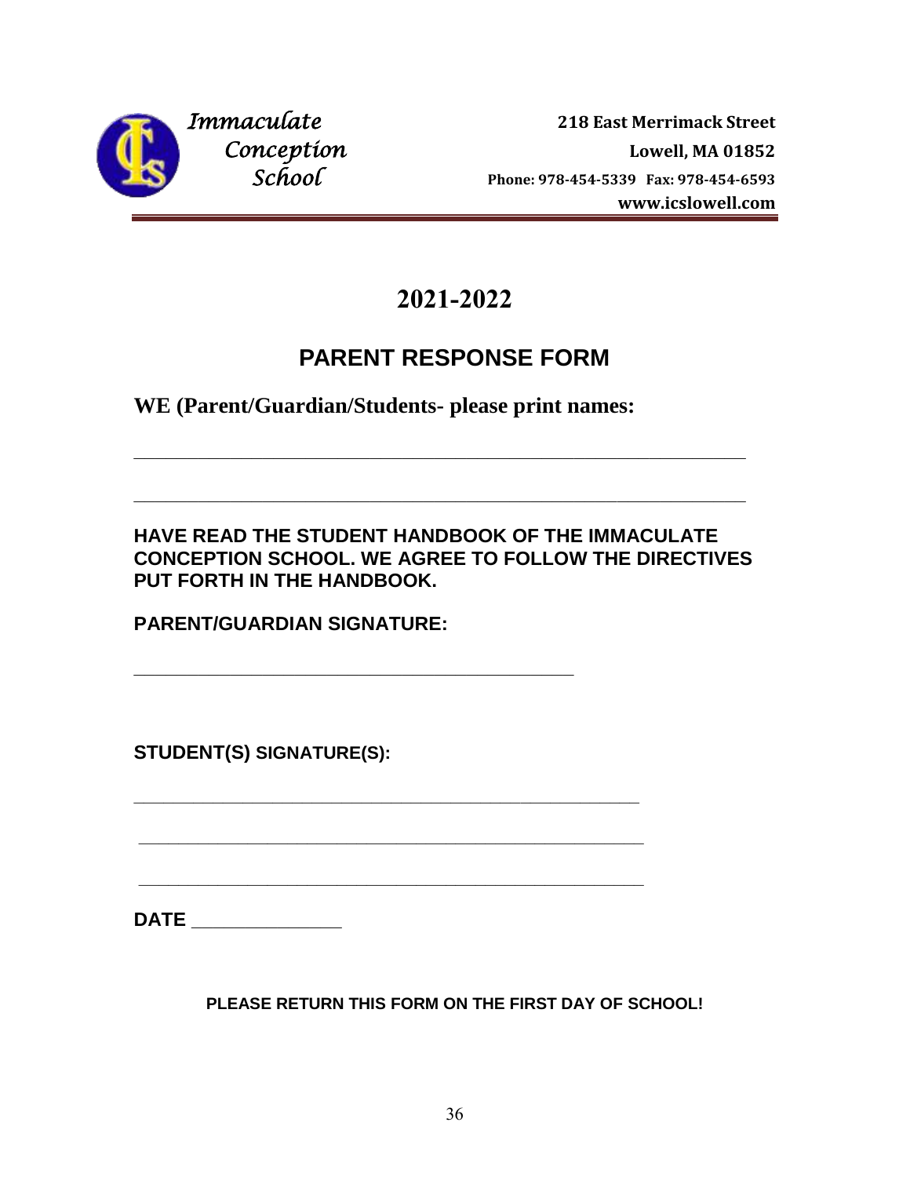Immaculate Conception School

**218 East Merrimack Street**
**Lowell, MA 01852**
**Phone: 978-454-5339 Fax: 978-454-6593**
**www.icslowell.com**

# 2021-2022

## PARENT RESPONSE FORM

**WE (Parent/Guardian/Students- please print names:**

_______________________________________________________________

_______________________________________________________________

**HAVE READ THE STUDENT HANDBOOK OF THE IMMACULATE CONCEPTION SCHOOL. WE AGREE TO FOLLOW THE DIRECTIVES PUT FORTH IN THE HANDBOOK.**

**PARENT/GUARDIAN SIGNATURE:**

____________________________________________

**STUDENT(S) SIGNATURE(S):**

___________________________________________________

___________________________________________________

___________________________________________________

**DATE** _______________

**PLEASE RETURN THIS FORM ON THE FIRST DAY OF SCHOOL!**